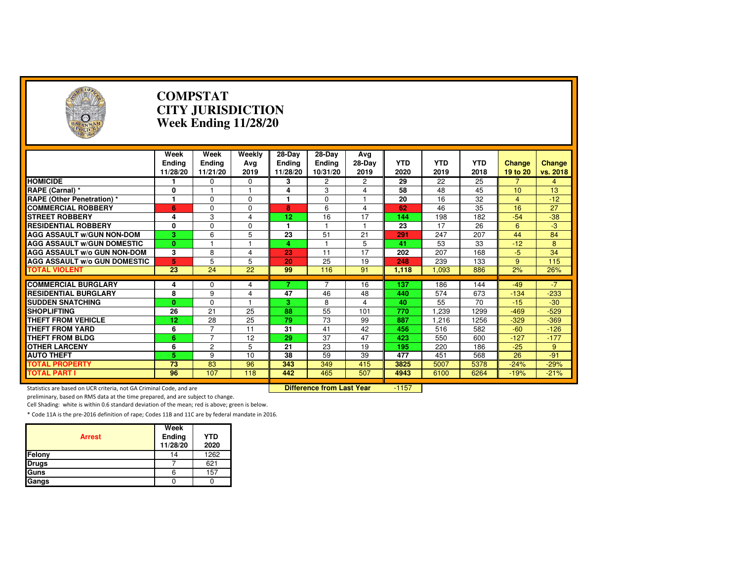# COMPSTAT
# CITY JURISDICTION
# Week Ending 11/28/20

| | Week Ending 11/28/20 | Week Ending 11/21/20 | Weekly Avg 2019 | 28-Day Ending 11/28/20 | 28-Day Ending 10/31/20 | Avg 28-Day 2019 | YTD 2020 | YTD 2019 | YTD 2018 | Change 19 to 20 | Change vs. 2018 |
|---|---|---|---|---|---|---|---|---|---|---|---|
| HOMICIDE | 1 | 0 | 0 | 3 | 2 | 2 | 29 | 22 | 25 | 7 | 4 |
| RAPE (Carnal) * | 0 | 1 | 1 | 4 | 3 | 4 | 58 | 48 | 45 | 10 | 13 |
| RAPE (Other Penetration) * | 1 | 0 | 0 | 1 | 0 | 1 | 20 | 16 | 32 | 4 | -12 |
| COMMERCIAL ROBBERY | 6 | 0 | 0 | 8 | 6 | 4 | 62 | 46 | 35 | 16 | 27 |
| STREET ROBBERY | 4 | 3 | 4 | 12 | 16 | 17 | 144 | 198 | 182 | -54 | -38 |
| RESIDENTIAL ROBBERY | 0 | 0 | 0 | 1 | 1 | 1 | 23 | 17 | 26 | 6 | -3 |
| AGG ASSAULT w/GUN NON-DOM | 3 | 6 | 5 | 23 | 51 | 21 | 291 | 247 | 207 | 44 | 84 |
| AGG ASSAULT w/GUN DOMESTIC | 0 | 1 | 1 | 4 | 1 | 5 | 41 | 53 | 33 | -12 | 8 |
| AGG ASSAULT w/o GUN NON-DOM | 3 | 8 | 4 | 23 | 11 | 17 | 202 | 207 | 168 | -5 | 34 |
| AGG ASSAULT w/o GUN DOMESTIC | 5 | 5 | 5 | 20 | 25 | 19 | 248 | 239 | 133 | 9 | 115 |
| TOTAL VIOLENT | 23 | 24 | 22 | 99 | 116 | 91 | 1,118 | 1,093 | 886 | 2% | 26% |
| COMMERCIAL BURGLARY | 4 | 0 | 4 | 7 | 7 | 16 | 137 | 186 | 144 | -49 | -7 |
| RESIDENTIAL BURGLARY | 8 | 9 | 4 | 47 | 46 | 48 | 440 | 574 | 673 | -134 | -233 |
| SUDDEN SNATCHING | 0 | 0 | 1 | 3 | 8 | 4 | 40 | 55 | 70 | -15 | -30 |
| SHOPLIFTING | 26 | 21 | 25 | 88 | 55 | 101 | 770 | 1,239 | 1299 | -469 | -529 |
| THEFT FROM VEHICLE | 12 | 28 | 25 | 79 | 73 | 99 | 887 | 1,216 | 1256 | -329 | -369 |
| THEFT FROM YARD | 6 | 7 | 11 | 31 | 41 | 42 | 456 | 516 | 582 | -60 | -126 |
| THEFT FROM BLDG | 6 | 7 | 12 | 29 | 37 | 47 | 423 | 550 | 600 | -127 | -177 |
| OTHER LARCENY | 6 | 2 | 5 | 21 | 23 | 19 | 195 | 220 | 186 | -25 | 9 |
| AUTO THEFT | 5 | 9 | 10 | 38 | 59 | 39 | 477 | 451 | 568 | 26 | -91 |
| TOTAL PROPERTY | 73 | 83 | 96 | 343 | 349 | 415 | 3825 | 5007 | 5378 | -24% | -29% |
| TOTAL PART I | 96 | 107 | 118 | 442 | 465 | 507 | 4943 | 6100 | 6264 | -19% | -21% |

**Difference from Last Year** -1157

Statistics are based on UCR criteria, not GA Criminal Code, and are preliminary, based on RMS data at the time prepared, and are subject to change.

Cell Shading: white is within 0.6 standard deviation of the mean; red is above; green is below.

* Code 11A is the pre-2016 definition of rape; Codes 11B and 11C are by federal mandate in 2016.

| Arrest | Week Ending 11/28/20 | YTD 2020 |
|---|---|---|
| Felony | 14 | 1262 |
| Drugs | 7 | 621 |
| Guns | 6 | 157 |
| Gangs | 0 | 0 |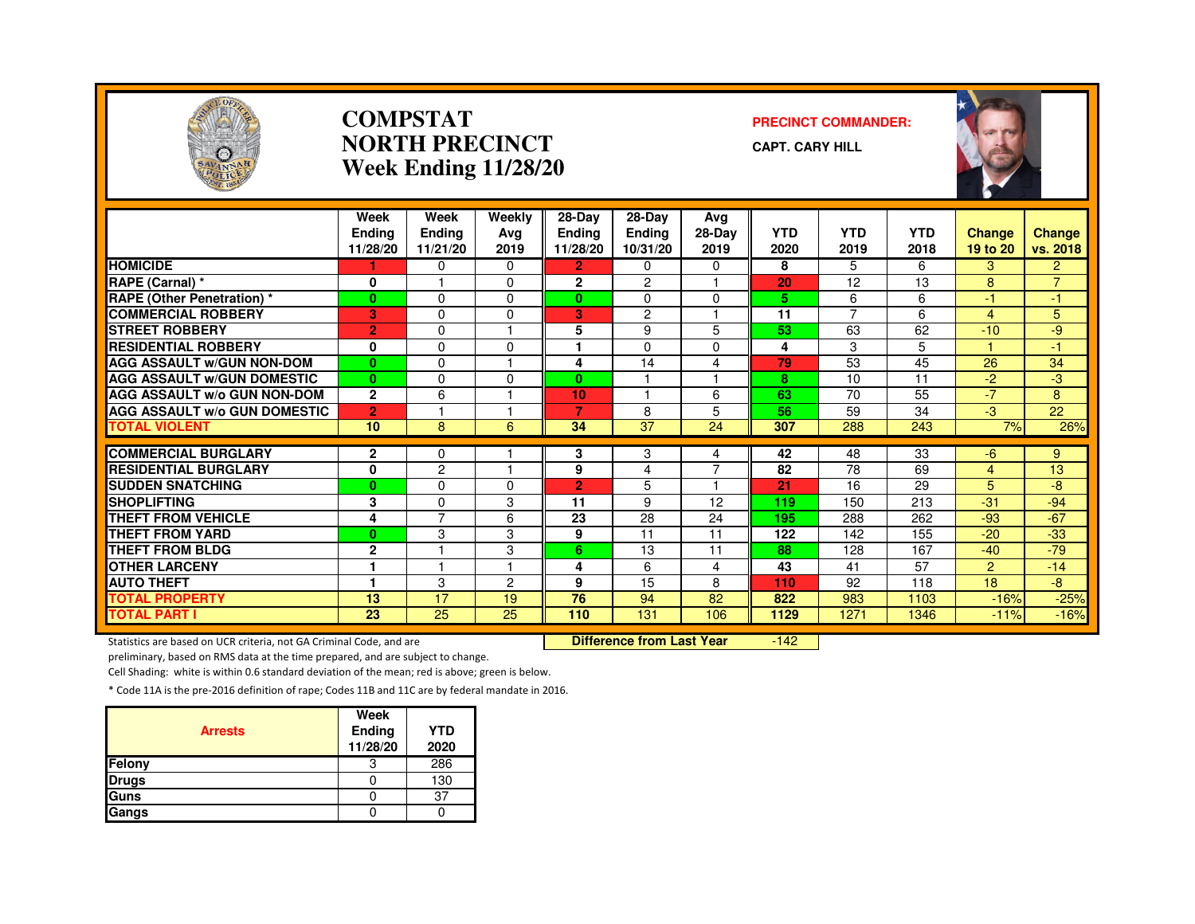# COMPSTAT NORTH PRECINCT Week Ending 11/28/20

**PRECINCT COMMANDER:**

**CAPT. CARY HILL**

| | Week Ending 11/28/20 | Week Ending 11/21/20 | Weekly Avg 2019 | 28-Day Ending 11/28/20 | 28-Day Ending 10/31/20 | Avg 28-Day 2019 | YTD 2020 | YTD 2019 | YTD 2018 | Change 19 to 20 | Change vs. 2018 |
|---|---|---|---|---|---|---|---|---|---|---|---|
| HOMICIDE | 1 | 0 | 0 | 2 | 0 | 0 | 8 | 5 | 6 | 3 | 2 |
| RAPE (Carnal) * | 0 | 1 | 0 | 2 | 2 | 1 | 20 | 12 | 13 | 8 | 7 |
| RAPE (Other Penetration) * | 0 | 0 | 0 | 0 | 0 | 0 | 5 | 6 | 6 | -1 | -1 |
| COMMERCIAL ROBBERY | 3 | 0 | 0 | 3 | 2 | 1 | 11 | 7 | 6 | 4 | 5 |
| STREET ROBBERY | 2 | 0 | 1 | 5 | 9 | 5 | 53 | 63 | 62 | -10 | -9 |
| RESIDENTIAL ROBBERY | 0 | 0 | 0 | 1 | 0 | 0 | 4 | 3 | 5 | 1 | -1 |
| AGG ASSAULT w/GUN NON-DOM | 0 | 0 | 1 | 4 | 14 | 4 | 79 | 53 | 45 | 26 | 34 |
| AGG ASSAULT w/GUN DOMESTIC | 0 | 0 | 0 | 0 | 1 | 1 | 8 | 10 | 11 | -2 | -3 |
| AGG ASSAULT w/o GUN NON-DOM | 2 | 6 | 1 | 10 | 1 | 6 | 63 | 70 | 55 | -7 | 8 |
| AGG ASSAULT w/o GUN DOMESTIC | 2 | 1 | 1 | 7 | 8 | 5 | 56 | 59 | 34 | -3 | 22 |
| TOTAL VIOLENT | 10 | 8 | 6 | 34 | 37 | 24 | 307 | 288 | 243 | 7% | 26% |
| COMMERCIAL BURGLARY | 2 | 0 | 1 | 3 | 3 | 4 | 42 | 48 | 33 | -6 | 9 |
| RESIDENTIAL BURGLARY | 0 | 2 | 1 | 9 | 4 | 7 | 82 | 78 | 69 | 4 | 13 |
| SUDDEN SNATCHING | 0 | 0 | 0 | 2 | 5 | 1 | 21 | 16 | 29 | 5 | -8 |
| SHOPLIFTING | 3 | 0 | 3 | 11 | 9 | 12 | 119 | 150 | 213 | -31 | -94 |
| THEFT FROM VEHICLE | 4 | 7 | 6 | 23 | 28 | 24 | 195 | 288 | 262 | -93 | -67 |
| THEFT FROM YARD | 0 | 3 | 3 | 9 | 11 | 11 | 122 | 142 | 155 | -20 | -33 |
| THEFT FROM BLDG | 2 | 1 | 3 | 6 | 13 | 11 | 88 | 128 | 167 | -40 | -79 |
| OTHER LARCENY | 1 | 1 | 1 | 4 | 6 | 4 | 43 | 41 | 57 | 2 | -14 |
| AUTO THEFT | 1 | 3 | 2 | 9 | 15 | 8 | 110 | 92 | 118 | 18 | -8 |
| TOTAL PROPERTY | 13 | 17 | 19 | 76 | 94 | 82 | 822 | 983 | 1103 | -16% | -25% |
| TOTAL PART I | 23 | 25 | 25 | 110 | 131 | 106 | 1129 | 1271 | 1346 | -11% | -16% |

**Difference from Last Year** -142

Statistics are based on UCR criteria, not GA Criminal Code, and are preliminary, based on RMS data at the time prepared, and are subject to change.

Cell Shading: white is within 0.6 standard deviation of the mean; red is above; green is below.

* Code 11A is the pre-2016 definition of rape; Codes 11B and 11C are by federal mandate in 2016.

| Arrests | Week Ending 11/28/20 | YTD 2020 |
|---|---|---|
| Felony | 3 | 286 |
| Drugs | 0 | 130 |
| Guns | 0 | 37 |
| Gangs | 0 | 0 |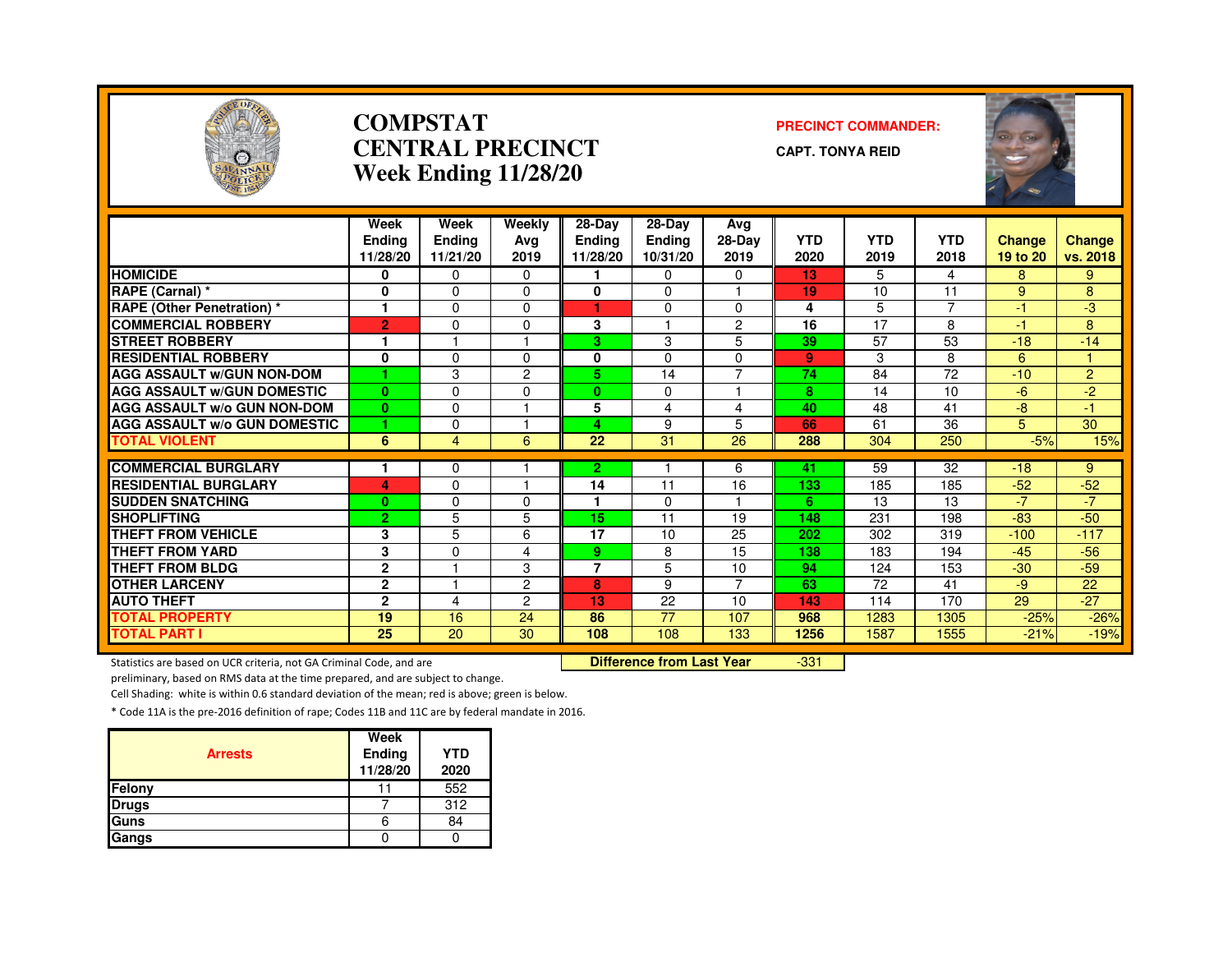# COMPSTAT
# CENTRAL PRECINCT
## Week Ending 11/28/20

**PRECINCT COMMANDER:**

**CAPT. TONYA REID**

| | Week Ending 11/28/20 | Week Ending 11/21/20 | Weekly Avg 2019 | 28-Day Ending 11/28/20 | 28-Day Ending 10/31/20 | Avg 28-Day 2019 | YTD 2020 | YTD 2019 | YTD 2018 | Change 19 to 20 | Change vs. 2018 |
|---|---|---|---|---|---|---|---|---|---|---|---|
| **HOMICIDE** | 0 | 0 | 0 | 1 | 0 | 0 | 13 | 5 | 4 | 8 | 9 |
| **RAPE (Carnal) *** | 0 | 0 | 0 | 0 | 0 | 1 | 19 | 10 | 11 | 9 | 8 |
| **RAPE (Other Penetration) *** | 1 | 0 | 0 | 1 | 0 | 0 | 4 | 5 | 7 | -1 | -3 |
| **COMMERCIAL ROBBERY** | 2 | 0 | 0 | 3 | 1 | 2 | 16 | 17 | 8 | -1 | 8 |
| **STREET ROBBERY** | 1 | 1 | 1 | 3 | 3 | 5 | 39 | 57 | 53 | -18 | -14 |
| **RESIDENTIAL ROBBERY** | 0 | 0 | 0 | 0 | 0 | 0 | 9 | 3 | 8 | 6 | 1 |
| **AGG ASSAULT w/GUN NON-DOM** | 1 | 3 | 2 | 5 | 14 | 7 | 74 | 84 | 72 | -10 | 2 |
| **AGG ASSAULT w/GUN DOMESTIC** | 0 | 0 | 0 | 0 | 0 | 1 | 8 | 14 | 10 | -6 | -2 |
| **AGG ASSAULT w/o GUN NON-DOM** | 0 | 0 | 1 | 5 | 4 | 4 | 40 | 48 | 41 | -8 | -1 |
| **AGG ASSAULT w/o GUN DOMESTIC** | 1 | 0 | 1 | 4 | 9 | 5 | 66 | 61 | 36 | 5 | 30 |
| **TOTAL VIOLENT** | 6 | 4 | 6 | 22 | 31 | 26 | 288 | 304 | 250 | -5% | 15% |
| **COMMERCIAL BURGLARY** | 1 | 0 | 1 | 2 | 1 | 6 | 41 | 59 | 32 | -18 | 9 |
| **RESIDENTIAL BURGLARY** | 4 | 0 | 1 | 14 | 11 | 16 | 133 | 185 | 185 | -52 | -52 |
| **SUDDEN SNATCHING** | 0 | 0 | 0 | 1 | 0 | 1 | 6 | 13 | 13 | -7 | -7 |
| **SHOPLIFTING** | 2 | 5 | 5 | 15 | 11 | 19 | 148 | 231 | 198 | -83 | -50 |
| **THEFT FROM VEHICLE** | 3 | 5 | 6 | 17 | 10 | 25 | 202 | 302 | 319 | -100 | -117 |
| **THEFT FROM YARD** | 3 | 0 | 4 | 9 | 8 | 15 | 138 | 183 | 194 | -45 | -56 |
| **THEFT FROM BLDG** | 2 | 1 | 3 | 7 | 5 | 10 | 94 | 124 | 153 | -30 | -59 |
| **OTHER LARCENY** | 2 | 1 | 2 | 8 | 9 | 7 | 63 | 72 | 41 | -9 | 22 |
| **AUTO THEFT** | 2 | 4 | 2 | 13 | 22 | 10 | 143 | 114 | 170 | 29 | -27 |
| **TOTAL PROPERTY** | 19 | 16 | 24 | 86 | 77 | 107 | 968 | 1283 | 1305 | -25% | -26% |
| **TOTAL PART I** | 25 | 20 | 30 | 108 | 108 | 133 | 1256 | 1587 | 1555 | -21% | -19% |

**Difference from Last Year** -331

Statistics are based on UCR criteria, not GA Criminal Code, and are preliminary, based on RMS data at the time prepared, and are subject to change.

Cell Shading: white is within 0.6 standard deviation of the mean; red is above; green is below.

* Code 11A is the pre-2016 definition of rape; Codes 11B and 11C are by federal mandate in 2016.

| Arrests | Week Ending 11/28/20 | YTD 2020 |
|---|---|---|
| Felony | 11 | 552 |
| Drugs | 7 | 312 |
| Guns | 6 | 84 |
| Gangs | 0 | 0 |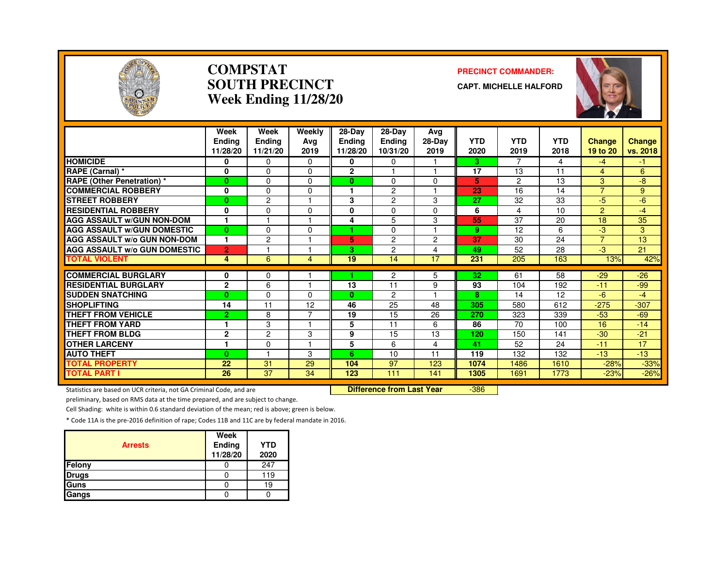# COMPSTAT
# SOUTH PRECINCT
# Week Ending 11/28/20

**PRECINCT COMMANDER:**

**CAPT. MICHELLE HALFORD**

| | Week Ending 11/28/20 | Week Ending 11/21/20 | Weekly Avg 2019 | 28-Day Ending 11/28/20 | 28-Day Ending 10/31/20 | Avg 28-Day 2019 | YTD 2020 | YTD 2019 | YTD 2018 | Change 19 to 20 | Change vs. 2018 |
|---|---|---|---|---|---|---|---|---|---|---|---|
| HOMICIDE | 0 | 0 | 0 | 0 | 0 | 1 | 3 | 7 | 4 | -4 | -1 |
| RAPE (Carnal) * | 0 | 0 | 0 | 2 | 1 | 1 | 17 | 13 | 11 | 4 | 6 |
| RAPE (Other Penetration) * | 0 | 0 | 0 | 0 | 0 | 0 | 5 | 2 | 13 | 3 | -8 |
| COMMERCIAL ROBBERY | 0 | 0 | 0 | 1 | 2 | 1 | 23 | 16 | 14 | 7 | 9 |
| STREET ROBBERY | 0 | 2 | 1 | 3 | 2 | 3 | 27 | 32 | 33 | -5 | -6 |
| RESIDENTIAL ROBBERY | 0 | 0 | 0 | 0 | 0 | 0 | 6 | 4 | 10 | 2 | -4 |
| AGG ASSAULT w/GUN NON-DOM | 1 | 1 | 1 | 4 | 5 | 3 | 55 | 37 | 20 | 18 | 35 |
| AGG ASSAULT w/GUN DOMESTIC | 0 | 0 | 0 | 1 | 0 | 1 | 9 | 12 | 6 | -3 | 3 |
| AGG ASSAULT w/o GUN NON-DOM | 1 | 2 | 1 | 5 | 2 | 2 | 37 | 30 | 24 | 7 | 13 |
| AGG ASSAULT w/o GUN DOMESTIC | 2 | 1 | 1 | 3 | 2 | 4 | 49 | 52 | 28 | -3 | 21 |
| TOTAL VIOLENT | 4 | 6 | 4 | 19 | 14 | 17 | 231 | 205 | 163 | 13% | 42% |
| COMMERCIAL BURGLARY | 0 | 0 | 1 | 1 | 2 | 5 | 32 | 61 | 58 | -29 | -26 |
| RESIDENTIAL BURGLARY | 2 | 6 | 1 | 13 | 11 | 9 | 93 | 104 | 192 | -11 | -99 |
| SUDDEN SNATCHING | 0 | 0 | 0 | 0 | 2 | 1 | 8 | 14 | 12 | -6 | -4 |
| SHOPLIFTING | 14 | 11 | 12 | 46 | 25 | 48 | 305 | 580 | 612 | -275 | -307 |
| THEFT FROM VEHICLE | 2 | 8 | 7 | 19 | 15 | 26 | 270 | 323 | 339 | -53 | -69 |
| THEFT FROM YARD | 1 | 3 | 1 | 5 | 11 | 6 | 86 | 70 | 100 | 16 | -14 |
| THEFT FROM BLDG | 2 | 2 | 3 | 9 | 15 | 13 | 120 | 150 | 141 | -30 | -21 |
| OTHER LARCENY | 1 | 0 | 1 | 5 | 6 | 4 | 41 | 52 | 24 | -11 | 17 |
| AUTO THEFT | 0 | 1 | 3 | 6 | 10 | 11 | 119 | 132 | 132 | -13 | -13 |
| TOTAL PROPERTY | 22 | 31 | 29 | 104 | 97 | 123 | 1074 | 1486 | 1610 | -28% | -33% |
| TOTAL PART I | 26 | 37 | 34 | 123 | 111 | 141 | 1305 | 1691 | 1773 | -23% | -26% |

**Difference from Last Year** -386

Statistics are based on UCR criteria, not GA Criminal Code, and are preliminary, based on RMS data at the time prepared, and are subject to change.

Cell Shading: white is within 0.6 standard deviation of the mean; red is above; green is below.

* Code 11A is the pre-2016 definition of rape; Codes 11B and 11C are by federal mandate in 2016.

| Arrests | Week Ending 11/28/20 | YTD 2020 |
|---|---|---|
| Felony | 0 | 247 |
| Drugs | 0 | 119 |
| Guns | 0 | 19 |
| Gangs | 0 | 0 |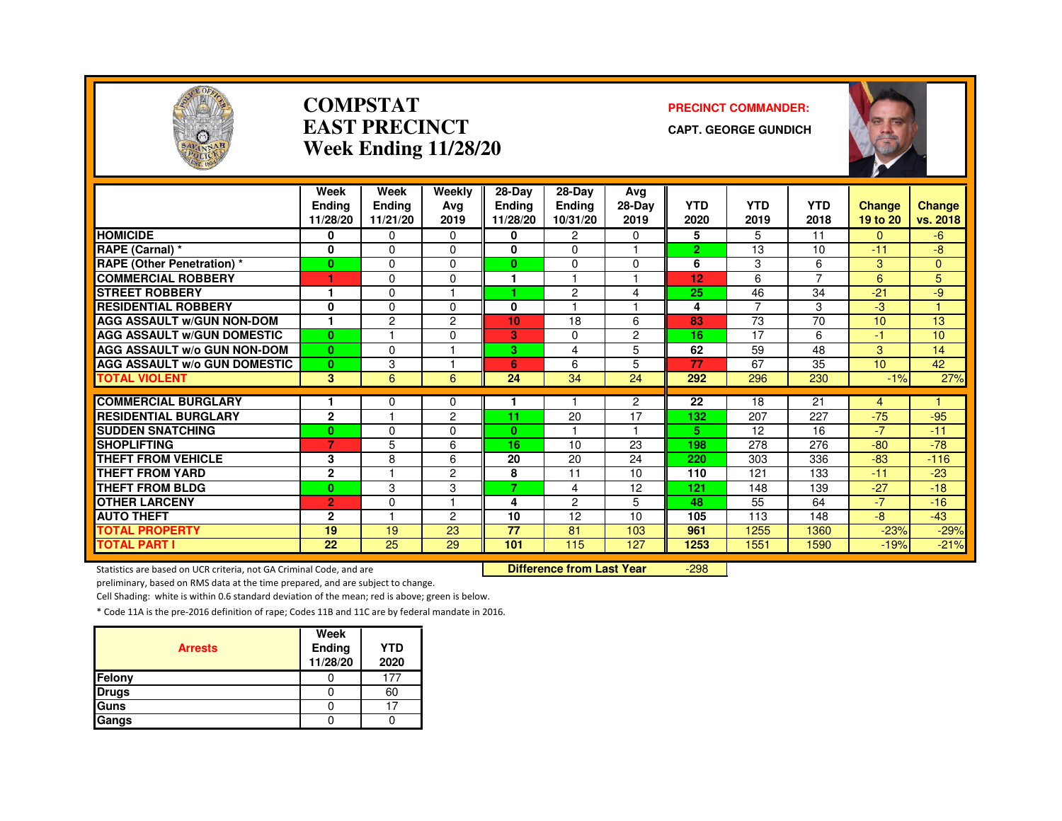# COMPSTAT
# EAST PRECINCT
# Week Ending 11/28/20

**PRECINCT COMMANDER:**

**CAPT. GEORGE GUNDICH**

| | Week Ending 11/28/20 | Week Ending 11/21/20 | Weekly Avg 2019 | 28-Day Ending 11/28/20 | 28-Day Ending 10/31/20 | Avg 28-Day 2019 | YTD 2020 | YTD 2019 | YTD 2018 | Change 19 to 20 | Change vs. 2018 |
|---|---|---|---|---|---|---|---|---|---|---|---|
| HOMICIDE | 0 | 0 | 0 | 0 | 2 | 0 | 5 | 5 | 11 | 0 | -6 |
| RAPE (Carnal) * | 0 | 0 | 0 | 0 | 0 | 1 | 2 | 13 | 10 | -11 | -8 |
| RAPE (Other Penetration) * | 0 | 0 | 0 | 0 | 0 | 0 | 6 | 3 | 6 | 3 | 0 |
| COMMERCIAL ROBBERY | 1 | 0 | 0 | 1 | 1 | 1 | 12 | 6 | 7 | 6 | 5 |
| STREET ROBBERY | 1 | 0 | 1 | 1 | 2 | 4 | 25 | 46 | 34 | -21 | -9 |
| RESIDENTIAL ROBBERY | 0 | 0 | 0 | 0 | 1 | 1 | 4 | 7 | 3 | -3 | 1 |
| AGG ASSAULT w/GUN NON-DOM | 1 | 2 | 2 | 10 | 18 | 6 | 83 | 73 | 70 | 10 | 13 |
| AGG ASSAULT w/GUN DOMESTIC | 0 | 1 | 0 | 3 | 0 | 2 | 16 | 17 | 6 | -1 | 10 |
| AGG ASSAULT w/o GUN NON-DOM | 0 | 0 | 1 | 3 | 4 | 5 | 62 | 59 | 48 | 3 | 14 |
| AGG ASSAULT w/o GUN DOMESTIC | 0 | 3 | 1 | 6 | 6 | 5 | 77 | 67 | 35 | 10 | 42 |
| TOTAL VIOLENT | 3 | 6 | 6 | 24 | 34 | 24 | 292 | 296 | 230 | -1% | 27% |
| COMMERCIAL BURGLARY | 1 | 0 | 0 | 1 | 1 | 2 | 22 | 18 | 21 | 4 | 1 |
| RESIDENTIAL BURGLARY | 2 | 1 | 2 | 11 | 20 | 17 | 132 | 207 | 227 | -75 | -95 |
| SUDDEN SNATCHING | 0 | 0 | 0 | 0 | 1 | 1 | 5 | 12 | 16 | -7 | -11 |
| SHOPLIFTING | 7 | 5 | 6 | 16 | 10 | 23 | 198 | 278 | 276 | -80 | -78 |
| THEFT FROM VEHICLE | 3 | 8 | 6 | 20 | 20 | 24 | 220 | 303 | 336 | -83 | -116 |
| THEFT FROM YARD | 2 | 1 | 2 | 8 | 11 | 10 | 110 | 121 | 133 | -11 | -23 |
| THEFT FROM BLDG | 0 | 3 | 3 | 7 | 4 | 12 | 121 | 148 | 139 | -27 | -18 |
| OTHER LARCENY | 2 | 0 | 1 | 4 | 2 | 5 | 48 | 55 | 64 | -7 | -16 |
| AUTO THEFT | 2 | 1 | 2 | 10 | 12 | 10 | 105 | 113 | 148 | -8 | -43 |
| TOTAL PROPERTY | 19 | 19 | 23 | 77 | 81 | 103 | 961 | 1255 | 1360 | -23% | -29% |
| TOTAL PART I | 22 | 25 | 29 | 101 | 115 | 127 | 1253 | 1551 | 1590 | -19% | -21% |

**Difference from Last Year** -298

Statistics are based on UCR criteria, not GA Criminal Code, and are preliminary, based on RMS data at the time prepared, and are subject to change.

Cell Shading: white is within 0.6 standard deviation of the mean; red is above; green is below.

* Code 11A is the pre-2016 definition of rape; Codes 11B and 11C are by federal mandate in 2016.

| Arrests | Week Ending 11/28/20 | YTD 2020 |
|---|---|---|
| Felony | 0 | 177 |
| Drugs | 0 | 60 |
| Guns | 0 | 17 |
| Gangs | 0 | 0 |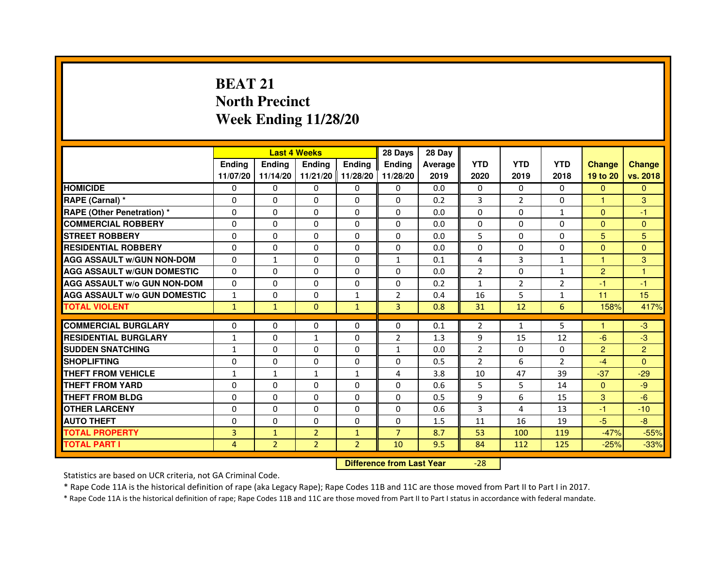# BEAT 21
## North Precinct
## Week Ending 11/28/20

| | Last 4 Weeks | | | | 28 Days | 28 Day | | | | | |
|---|---|---|---|---|---|---|---|---|---|---|---|
| | Ending 11/07/20 | Ending 11/14/20 | Ending 11/21/20 | Ending 11/28/20 | Ending 11/28/20 | Average 2019 | YTD 2020 | YTD 2019 | YTD 2018 | Change 19 to 20 | Change vs. 2018 |
| **HOMICIDE** | 0 | 0 | 0 | 0 | 0 | 0.0 | 0 | 0 | 0 | 0 | 0 |
| **RAPE (Carnal) *** | 0 | 0 | 0 | 0 | 0 | 0.2 | 3 | 2 | 0 | 1 | 3 |
| **RAPE (Other Penetration) *** | 0 | 0 | 0 | 0 | 0 | 0.0 | 0 | 0 | 1 | 0 | -1 |
| **COMMERCIAL ROBBERY** | 0 | 0 | 0 | 0 | 0 | 0.0 | 0 | 0 | 0 | 0 | 0 |
| **STREET ROBBERY** | 0 | 0 | 0 | 0 | 0 | 0.0 | 5 | 0 | 0 | 5 | 5 |
| **RESIDENTIAL ROBBERY** | 0 | 0 | 0 | 0 | 0 | 0.0 | 0 | 0 | 0 | 0 | 0 |
| **AGG ASSAULT w/GUN NON-DOM** | 0 | 1 | 0 | 0 | 1 | 0.1 | 4 | 3 | 1 | 1 | 3 |
| **AGG ASSAULT w/GUN DOMESTIC** | 0 | 0 | 0 | 0 | 0 | 0.0 | 2 | 0 | 1 | 2 | 1 |
| **AGG ASSAULT w/o GUN NON-DOM** | 0 | 0 | 0 | 0 | 0 | 0.2 | 1 | 2 | 2 | -1 | -1 |
| **AGG ASSAULT w/o GUN DOMESTIC** | 1 | 0 | 0 | 1 | 2 | 0.4 | 16 | 5 | 1 | 11 | 15 |
| **TOTAL VIOLENT** | 1 | 1 | 0 | 1 | 3 | 0.8 | 31 | 12 | 6 | 158% | 417% |
| **COMMERCIAL BURGLARY** | 0 | 0 | 0 | 0 | 0 | 0.1 | 2 | 1 | 5 | 1 | -3 |
| **RESIDENTIAL BURGLARY** | 1 | 0 | 1 | 0 | 2 | 1.3 | 9 | 15 | 12 | -6 | -3 |
| **SUDDEN SNATCHING** | 1 | 0 | 0 | 0 | 1 | 0.0 | 2 | 0 | 0 | 2 | 2 |
| **SHOPLIFTING** | 0 | 0 | 0 | 0 | 0 | 0.5 | 2 | 6 | 2 | -4 | 0 |
| **THEFT FROM VEHICLE** | 1 | 1 | 1 | 1 | 4 | 3.8 | 10 | 47 | 39 | -37 | -29 |
| **THEFT FROM YARD** | 0 | 0 | 0 | 0 | 0 | 0.6 | 5 | 5 | 14 | 0 | -9 |
| **THEFT FROM BLDG** | 0 | 0 | 0 | 0 | 0 | 0.5 | 9 | 6 | 15 | 3 | -6 |
| **OTHER LARCENY** | 0 | 0 | 0 | 0 | 0 | 0.6 | 3 | 4 | 13 | -1 | -10 |
| **AUTO THEFT** | 0 | 0 | 0 | 0 | 0 | 1.5 | 11 | 16 | 19 | -5 | -8 |
| **TOTAL PROPERTY** | 3 | 1 | 2 | 1 | 7 | 8.7 | 53 | 100 | 119 | -47% | -55% |
| **TOTAL PART I** | 4 | 2 | 2 | 2 | 10 | 9.5 | 84 | 112 | 125 | -25% | -33% |

**Difference from Last Year** -28

Statistics are based on UCR criteria, not GA Criminal Code.

* Rape Code 11A is the historical definition of rape (aka Legacy Rape); Rape Codes 11B and 11C are those moved from Part II to Part I in 2017.

* Rape Code 11A is the historical definition of rape; Rape Codes 11B and 11C are those moved from Part II to Part I status in accordance with federal mandate.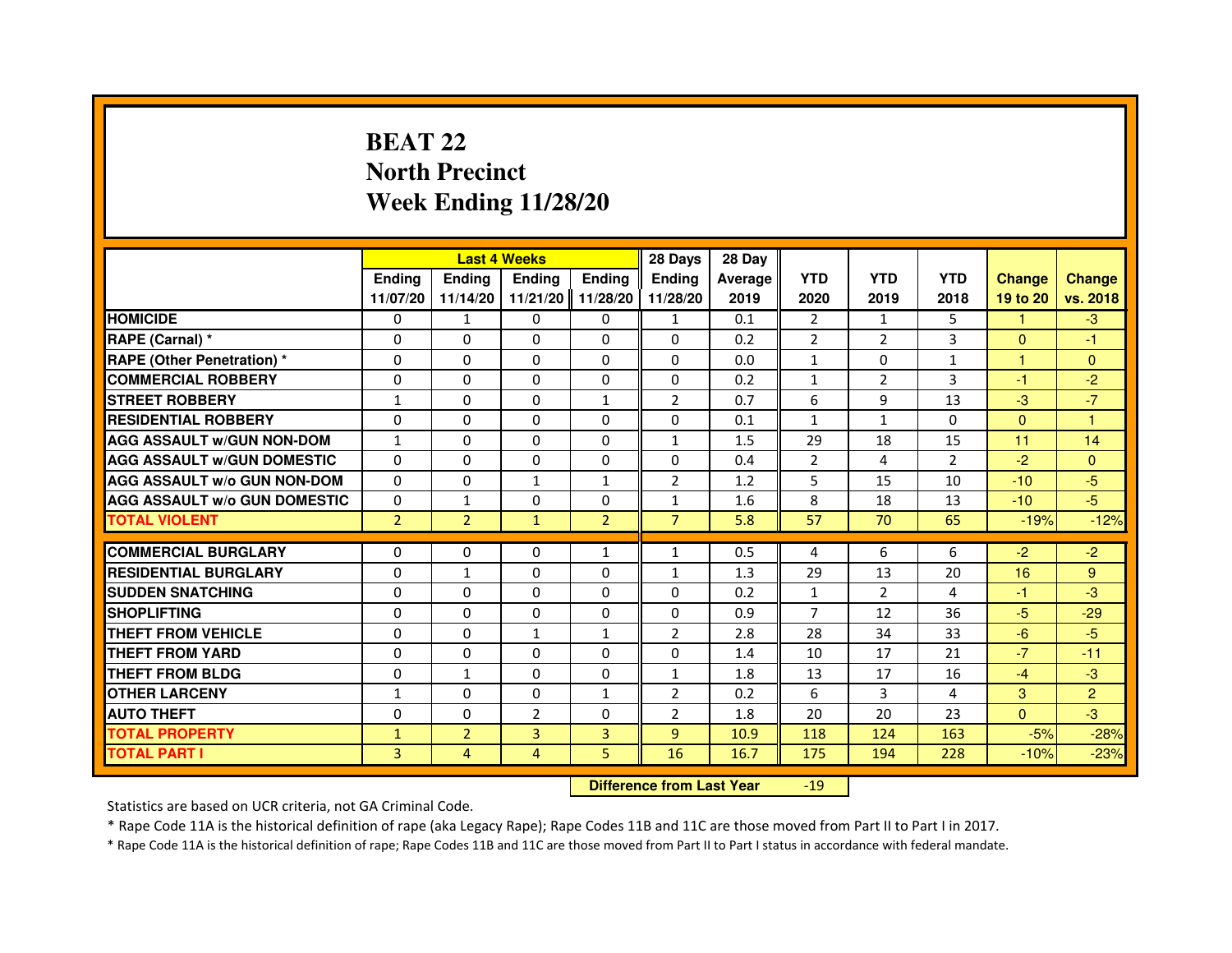# BEAT 22
## North Precinct
## Week Ending 11/28/20

| | Last 4 Weeks | | | | 28 Days | 28 Day | | | | | |
|---|---|---|---|---|---|---|---|---|---|---|---|
| | Ending 11/07/20 | Ending 11/14/20 | Ending 11/21/20 | Ending 11/28/20 | Ending 11/28/20 | Average 2019 | YTD 2020 | YTD 2019 | YTD 2018 | Change 19 to 20 | Change vs. 2018 |
| HOMICIDE | 0 | 1 | 0 | 0 | 1 | 0.1 | 2 | 1 | 5 | 1 | -3 |
| RAPE (Carnal) * | 0 | 0 | 0 | 0 | 0 | 0.2 | 2 | 2 | 3 | 0 | -1 |
| RAPE (Other Penetration) * | 0 | 0 | 0 | 0 | 0 | 0.0 | 1 | 0 | 1 | 1 | 0 |
| COMMERCIAL ROBBERY | 0 | 0 | 0 | 0 | 0 | 0.2 | 1 | 2 | 3 | -1 | -2 |
| STREET ROBBERY | 1 | 0 | 0 | 1 | 2 | 0.7 | 6 | 9 | 13 | -3 | -7 |
| RESIDENTIAL ROBBERY | 0 | 0 | 0 | 0 | 0 | 0.1 | 1 | 1 | 0 | 0 | 1 |
| AGG ASSAULT w/GUN NON-DOM | 1 | 0 | 0 | 0 | 1 | 1.5 | 29 | 18 | 15 | 11 | 14 |
| AGG ASSAULT w/GUN DOMESTIC | 0 | 0 | 0 | 0 | 0 | 0.4 | 2 | 4 | 2 | -2 | 0 |
| AGG ASSAULT w/o GUN NON-DOM | 0 | 0 | 1 | 1 | 2 | 1.2 | 5 | 15 | 10 | -10 | -5 |
| AGG ASSAULT w/o GUN DOMESTIC | 0 | 1 | 0 | 0 | 1 | 1.6 | 8 | 18 | 13 | -10 | -5 |
| TOTAL VIOLENT | 2 | 2 | 1 | 2 | 7 | 5.8 | 57 | 70 | 65 | -19% | -12% |
| COMMERCIAL BURGLARY | 0 | 0 | 0 | 1 | 1 | 0.5 | 4 | 6 | 6 | -2 | -2 |
| RESIDENTIAL BURGLARY | 0 | 1 | 0 | 0 | 1 | 1.3 | 29 | 13 | 20 | 16 | 9 |
| SUDDEN SNATCHING | 0 | 0 | 0 | 0 | 0 | 0.2 | 1 | 2 | 4 | -1 | -3 |
| SHOPLIFTING | 0 | 0 | 0 | 0 | 0 | 0.9 | 7 | 12 | 36 | -5 | -29 |
| THEFT FROM VEHICLE | 0 | 0 | 1 | 1 | 2 | 2.8 | 28 | 34 | 33 | -6 | -5 |
| THEFT FROM YARD | 0 | 0 | 0 | 0 | 0 | 1.4 | 10 | 17 | 21 | -7 | -11 |
| THEFT FROM BLDG | 0 | 1 | 0 | 0 | 1 | 1.8 | 13 | 17 | 16 | -4 | -3 |
| OTHER LARCENY | 1 | 0 | 0 | 1 | 2 | 0.2 | 6 | 3 | 4 | 3 | 2 |
| AUTO THEFT | 0 | 0 | 2 | 0 | 2 | 1.8 | 20 | 20 | 23 | 0 | -3 |
| TOTAL PROPERTY | 1 | 2 | 3 | 3 | 9 | 10.9 | 118 | 124 | 163 | -5% | -28% |
| TOTAL PART I | 3 | 4 | 4 | 5 | 16 | 16.7 | 175 | 194 | 228 | -10% | -23% |

**Difference from Last Year** -19

Statistics are based on UCR criteria, not GA Criminal Code.

* Rape Code 11A is the historical definition of rape (aka Legacy Rape); Rape Codes 11B and 11C are those moved from Part II to Part I in 2017.

* Rape Code 11A is the historical definition of rape; Rape Codes 11B and 11C are those moved from Part II to Part I status in accordance with federal mandate.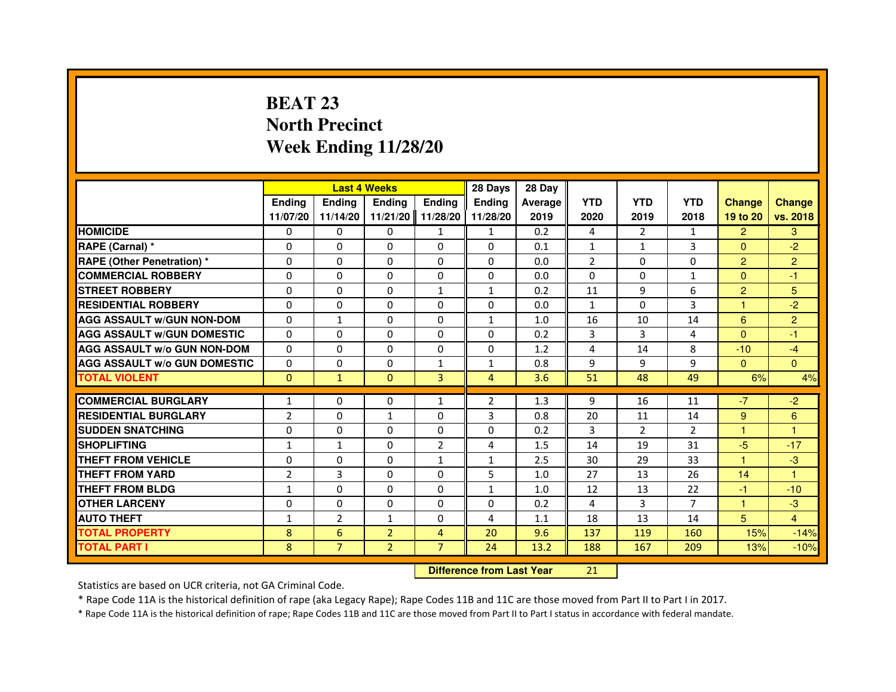# BEAT 23
# North Precinct
# Week Ending 11/28/20

| | Last 4 Weeks | | | | 28 Days | 28 Day | | | | | |
|---|---|---|---|---|---|---|---|---|---|---|---|
| | Ending 11/07/20 | Ending 11/14/20 | Ending 11/21/20 | Ending 11/28/20 | Ending 11/28/20 | Average 2019 | YTD 2020 | YTD 2019 | YTD 2018 | Change 19 to 20 | Change vs. 2018 |
| HOMICIDE | 0 | 0 | 0 | 1 | 1 | 0.2 | 4 | 2 | 1 | 2 | 3 |
| RAPE (Carnal) * | 0 | 0 | 0 | 0 | 0 | 0.1 | 1 | 1 | 3 | 0 | -2 |
| RAPE (Other Penetration) * | 0 | 0 | 0 | 0 | 0 | 0.0 | 2 | 0 | 0 | 2 | 2 |
| COMMERCIAL ROBBERY | 0 | 0 | 0 | 0 | 0 | 0.0 | 0 | 0 | 1 | 0 | -1 |
| STREET ROBBERY | 0 | 0 | 0 | 1 | 1 | 0.2 | 11 | 9 | 6 | 2 | 5 |
| RESIDENTIAL ROBBERY | 0 | 0 | 0 | 0 | 0 | 0.0 | 1 | 0 | 3 | 1 | -2 |
| AGG ASSAULT w/GUN NON-DOM | 0 | 1 | 0 | 0 | 1 | 1.0 | 16 | 10 | 14 | 6 | 2 |
| AGG ASSAULT w/GUN DOMESTIC | 0 | 0 | 0 | 0 | 0 | 0.2 | 3 | 3 | 4 | 0 | -1 |
| AGG ASSAULT w/o GUN NON-DOM | 0 | 0 | 0 | 0 | 0 | 1.2 | 4 | 14 | 8 | -10 | -4 |
| AGG ASSAULT w/o GUN DOMESTIC | 0 | 0 | 0 | 1 | 1 | 0.8 | 9 | 9 | 9 | 0 | 0 |
| TOTAL VIOLENT | 0 | 1 | 0 | 3 | 4 | 3.6 | 51 | 48 | 49 | 6% | 4% |
| COMMERCIAL BURGLARY | 1 | 0 | 0 | 1 | 2 | 1.3 | 9 | 16 | 11 | -7 | -2 |
| RESIDENTIAL BURGLARY | 2 | 0 | 1 | 0 | 3 | 0.8 | 20 | 11 | 14 | 9 | 6 |
| SUDDEN SNATCHING | 0 | 0 | 0 | 0 | 0 | 0.2 | 3 | 2 | 2 | 1 | 1 |
| SHOPLIFTING | 1 | 1 | 0 | 2 | 4 | 1.5 | 14 | 19 | 31 | -5 | -17 |
| THEFT FROM VEHICLE | 0 | 0 | 0 | 1 | 1 | 2.5 | 30 | 29 | 33 | 1 | -3 |
| THEFT FROM YARD | 2 | 3 | 0 | 0 | 5 | 1.0 | 27 | 13 | 26 | 14 | 1 |
| THEFT FROM BLDG | 1 | 0 | 0 | 0 | 1 | 1.0 | 12 | 13 | 22 | -1 | -10 |
| OTHER LARCENY | 0 | 0 | 0 | 0 | 0 | 0.2 | 4 | 3 | 7 | 1 | -3 |
| AUTO THEFT | 1 | 2 | 1 | 0 | 4 | 1.1 | 18 | 13 | 14 | 5 | 4 |
| TOTAL PROPERTY | 8 | 6 | 2 | 4 | 20 | 9.6 | 137 | 119 | 160 | 15% | -14% |
| TOTAL PART I | 8 | 7 | 2 | 7 | 24 | 13.2 | 188 | 167 | 209 | 13% | -10% |

**Difference from Last Year** 21

Statistics are based on UCR criteria, not GA Criminal Code.

* Rape Code 11A is the historical definition of rape (aka Legacy Rape); Rape Codes 11B and 11C are those moved from Part II to Part I in 2017.

* Rape Code 11A is the historical definition of rape; Rape Codes 11B and 11C are those moved from Part II to Part I status in accordance with federal mandate.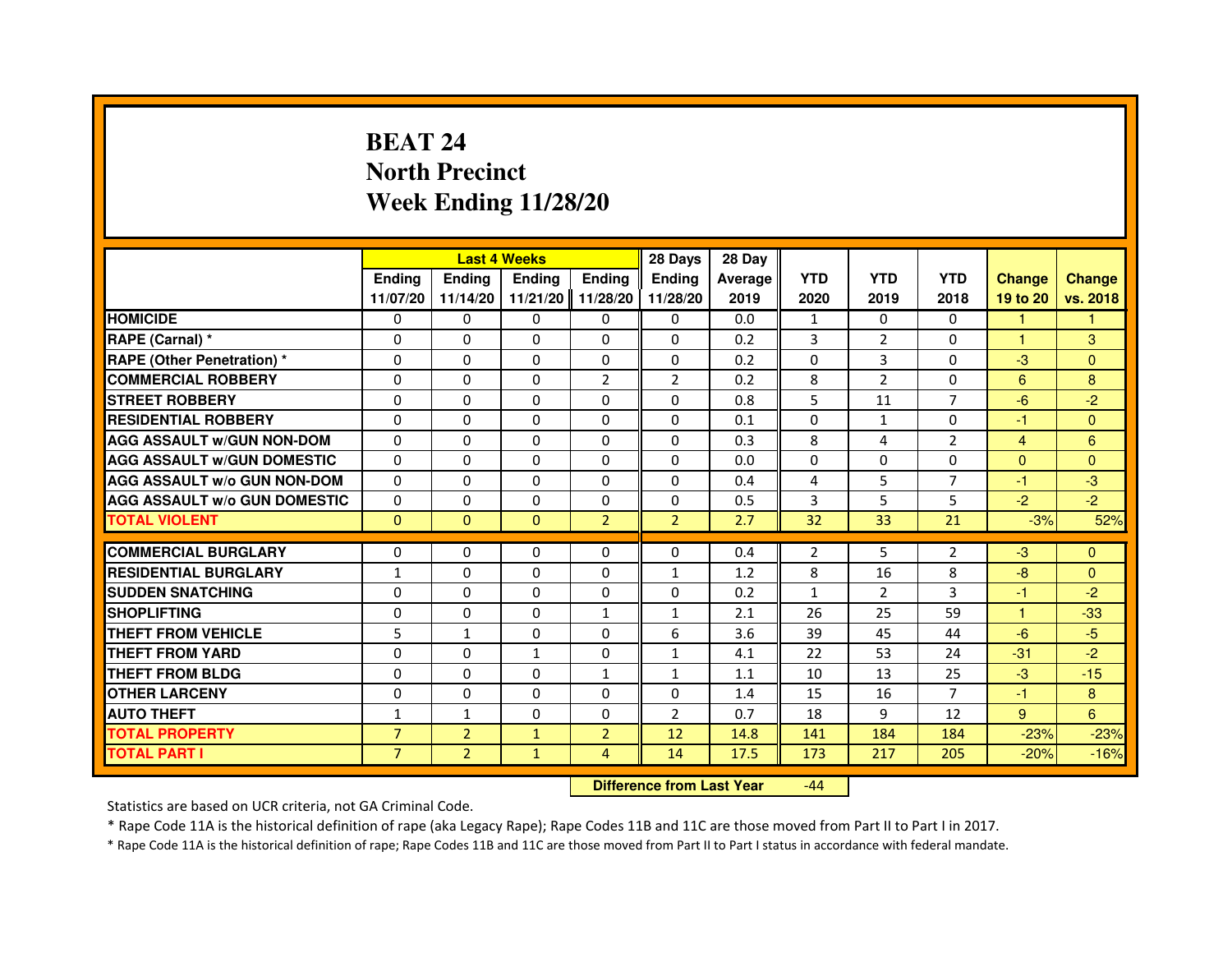# BEAT 24
# North Precinct
# Week Ending 11/28/20

| | Last 4 Weeks | | | | 28 Days | 28 Day | | | | | |
|---|---|---|---|---|---|---|---|---|---|---|---|
| | Ending 11/07/20 | Ending 11/14/20 | Ending 11/21/20 | Ending 11/28/20 | Ending 11/28/20 | Average 2019 | YTD 2020 | YTD 2019 | YTD 2018 | Change 19 to 20 | Change vs. 2018 |
| HOMICIDE | 0 | 0 | 0 | 0 | 0 | 0.0 | 1 | 0 | 0 | 1 | 1 |
| RAPE (Carnal) * | 0 | 0 | 0 | 0 | 0 | 0.2 | 3 | 2 | 0 | 1 | 3 |
| RAPE (Other Penetration) * | 0 | 0 | 0 | 0 | 0 | 0.2 | 0 | 3 | 0 | -3 | 0 |
| COMMERCIAL ROBBERY | 0 | 0 | 0 | 2 | 2 | 0.2 | 8 | 2 | 0 | 6 | 8 |
| STREET ROBBERY | 0 | 0 | 0 | 0 | 0 | 0.8 | 5 | 11 | 7 | -6 | -2 |
| RESIDENTIAL ROBBERY | 0 | 0 | 0 | 0 | 0 | 0.1 | 0 | 1 | 0 | -1 | 0 |
| AGG ASSAULT w/GUN NON-DOM | 0 | 0 | 0 | 0 | 0 | 0.3 | 8 | 4 | 2 | 4 | 6 |
| AGG ASSAULT w/GUN DOMESTIC | 0 | 0 | 0 | 0 | 0 | 0.0 | 0 | 0 | 0 | 0 | 0 |
| AGG ASSAULT w/o GUN NON-DOM | 0 | 0 | 0 | 0 | 0 | 0.4 | 4 | 5 | 7 | -1 | -3 |
| AGG ASSAULT w/o GUN DOMESTIC | 0 | 0 | 0 | 0 | 0 | 0.5 | 3 | 5 | 5 | -2 | -2 |
| TOTAL VIOLENT | 0 | 0 | 0 | 2 | 2 | 2.7 | 32 | 33 | 21 | -3% | 52% |
| COMMERCIAL BURGLARY | 0 | 0 | 0 | 0 | 0 | 0.4 | 2 | 5 | 2 | -3 | 0 |
| RESIDENTIAL BURGLARY | 1 | 0 | 0 | 0 | 1 | 1.2 | 8 | 16 | 8 | -8 | 0 |
| SUDDEN SNATCHING | 0 | 0 | 0 | 0 | 0 | 0.2 | 1 | 2 | 3 | -1 | -2 |
| SHOPLIFTING | 0 | 0 | 0 | 1 | 1 | 2.1 | 26 | 25 | 59 | 1 | -33 |
| THEFT FROM VEHICLE | 5 | 1 | 0 | 0 | 6 | 3.6 | 39 | 45 | 44 | -6 | -5 |
| THEFT FROM YARD | 0 | 0 | 1 | 0 | 1 | 4.1 | 22 | 53 | 24 | -31 | -2 |
| THEFT FROM BLDG | 0 | 0 | 0 | 1 | 1 | 1.1 | 10 | 13 | 25 | -3 | -15 |
| OTHER LARCENY | 0 | 0 | 0 | 0 | 0 | 1.4 | 15 | 16 | 7 | -1 | 8 |
| AUTO THEFT | 1 | 1 | 0 | 0 | 2 | 0.7 | 18 | 9 | 12 | 9 | 6 |
| TOTAL PROPERTY | 7 | 2 | 1 | 2 | 12 | 14.8 | 141 | 184 | 184 | -23% | -23% |
| TOTAL PART I | 7 | 2 | 1 | 4 | 14 | 17.5 | 173 | 217 | 205 | -20% | -16% |

**Difference from Last Year** -44

Statistics are based on UCR criteria, not GA Criminal Code.

* Rape Code 11A is the historical definition of rape (aka Legacy Rape); Rape Codes 11B and 11C are those moved from Part II to Part I in 2017.

* Rape Code 11A is the historical definition of rape; Rape Codes 11B and 11C are those moved from Part II to Part I status in accordance with federal mandate.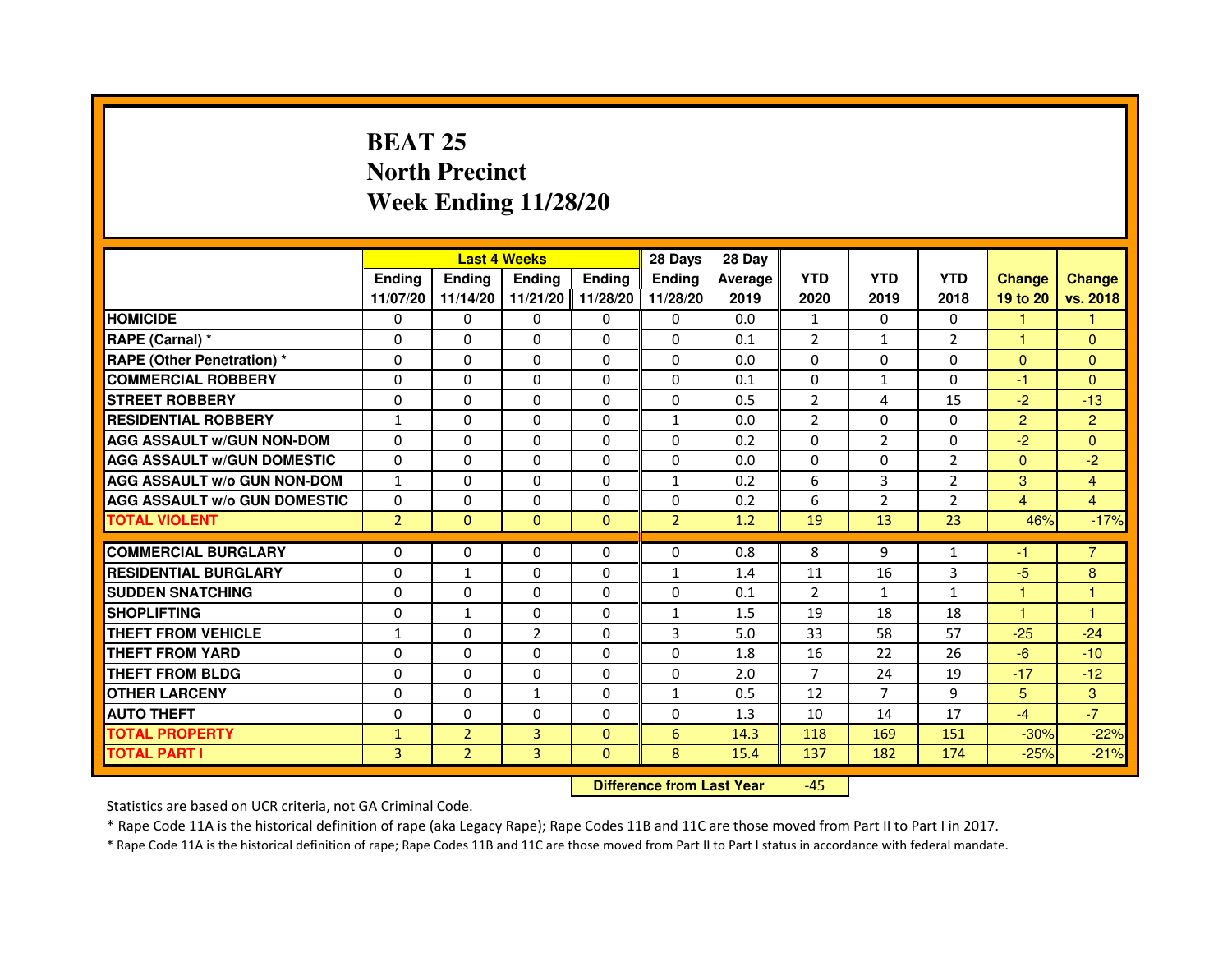# BEAT 25
## North Precinct
## Week Ending 11/28/20

| | Last 4 Weeks | | | | 28 Days | 28 Day | | | | | |
|---|---|---|---|---|---|---|---|---|---|---|---|
| | Ending 11/07/20 | Ending 11/14/20 | Ending 11/21/20 | Ending 11/28/20 | Ending 11/28/20 | Average 2019 | YTD 2020 | YTD 2019 | YTD 2018 | Change 19 to 20 | Change vs. 2018 |
| HOMICIDE | 0 | 0 | 0 | 0 | 0 | 0.0 | 1 | 0 | 0 | 1 | 1 |
| RAPE (Carnal) * | 0 | 0 | 0 | 0 | 0 | 0.1 | 2 | 1 | 2 | 1 | 0 |
| RAPE (Other Penetration) * | 0 | 0 | 0 | 0 | 0 | 0.0 | 0 | 0 | 0 | 0 | 0 |
| COMMERCIAL ROBBERY | 0 | 0 | 0 | 0 | 0 | 0.1 | 0 | 1 | 0 | -1 | 0 |
| STREET ROBBERY | 0 | 0 | 0 | 0 | 0 | 0.5 | 2 | 4 | 15 | -2 | -13 |
| RESIDENTIAL ROBBERY | 1 | 0 | 0 | 0 | 1 | 0.0 | 2 | 0 | 0 | 2 | 2 |
| AGG ASSAULT w/GUN NON-DOM | 0 | 0 | 0 | 0 | 0 | 0.2 | 0 | 2 | 0 | -2 | 0 |
| AGG ASSAULT w/GUN DOMESTIC | 0 | 0 | 0 | 0 | 0 | 0.0 | 0 | 0 | 2 | 0 | -2 |
| AGG ASSAULT w/o GUN NON-DOM | 1 | 0 | 0 | 0 | 1 | 0.2 | 6 | 3 | 2 | 3 | 4 |
| AGG ASSAULT w/o GUN DOMESTIC | 0 | 0 | 0 | 0 | 0 | 0.2 | 6 | 2 | 2 | 4 | 4 |
| TOTAL VIOLENT | 2 | 0 | 0 | 0 | 2 | 1.2 | 19 | 13 | 23 | 46% | -17% |
| COMMERCIAL BURGLARY | 0 | 0 | 0 | 0 | 0 | 0.8 | 8 | 9 | 1 | -1 | 7 |
| RESIDENTIAL BURGLARY | 0 | 1 | 0 | 0 | 1 | 1.4 | 11 | 16 | 3 | -5 | 8 |
| SUDDEN SNATCHING | 0 | 0 | 0 | 0 | 0 | 0.1 | 2 | 1 | 1 | 1 | 1 |
| SHOPLIFTING | 0 | 1 | 0 | 0 | 1 | 1.5 | 19 | 18 | 18 | 1 | 1 |
| THEFT FROM VEHICLE | 1 | 0 | 2 | 0 | 3 | 5.0 | 33 | 58 | 57 | -25 | -24 |
| THEFT FROM YARD | 0 | 0 | 0 | 0 | 0 | 1.8 | 16 | 22 | 26 | -6 | -10 |
| THEFT FROM BLDG | 0 | 0 | 0 | 0 | 0 | 2.0 | 7 | 24 | 19 | -17 | -12 |
| OTHER LARCENY | 0 | 0 | 1 | 0 | 1 | 0.5 | 12 | 7 | 9 | 5 | 3 |
| AUTO THEFT | 0 | 0 | 0 | 0 | 0 | 1.3 | 10 | 14 | 17 | -4 | -7 |
| TOTAL PROPERTY | 1 | 2 | 3 | 0 | 6 | 14.3 | 118 | 169 | 151 | -30% | -22% |
| TOTAL PART I | 3 | 2 | 3 | 0 | 8 | 15.4 | 137 | 182 | 174 | -25% | -21% |

**Difference from Last Year** -45

Statistics are based on UCR criteria, not GA Criminal Code.

* Rape Code 11A is the historical definition of rape (aka Legacy Rape); Rape Codes 11B and 11C are those moved from Part II to Part I in 2017.

* Rape Code 11A is the historical definition of rape; Rape Codes 11B and 11C are those moved from Part II to Part I status in accordance with federal mandate.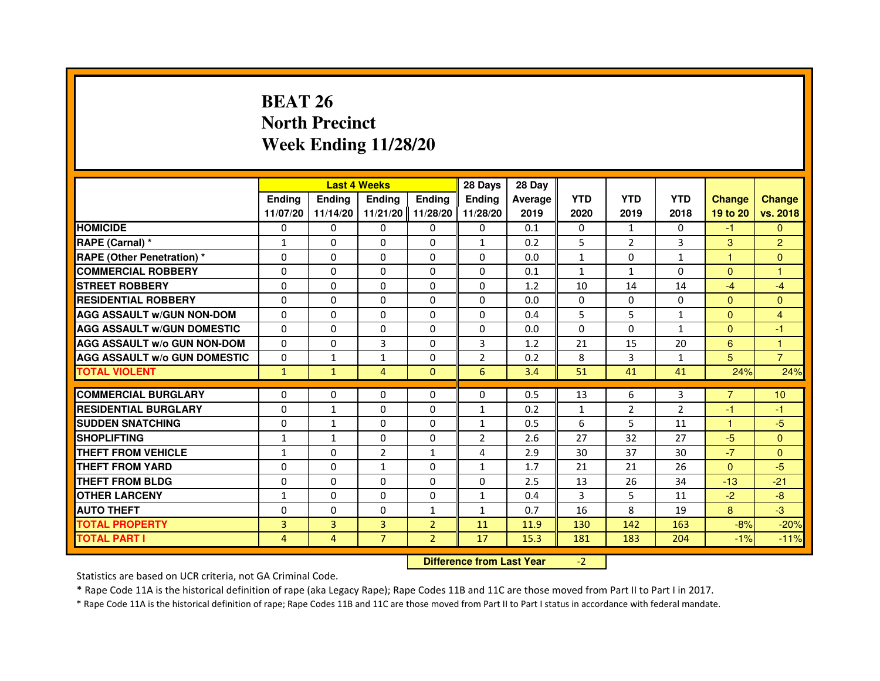# BEAT 26
## North Precinct
## Week Ending 11/28/20

| | Last 4 Weeks | | | | 28 Days | 28 Day | | | | | |
|---|---|---|---|---|---|---|---|---|---|---|---|
| | Ending 11/07/20 | Ending 11/14/20 | Ending 11/21/20 | Ending 11/28/20 | Ending 11/28/20 | Average 2019 | YTD 2020 | YTD 2019 | YTD 2018 | Change 19 to 20 | Change vs. 2018 |
| HOMICIDE | 0 | 0 | 0 | 0 | 0 | 0.1 | 0 | 1 | 0 | -1 | 0 |
| RAPE (Carnal) * | 1 | 0 | 0 | 0 | 1 | 0.2 | 5 | 2 | 3 | 3 | 2 |
| RAPE (Other Penetration) * | 0 | 0 | 0 | 0 | 0 | 0.0 | 1 | 0 | 1 | 1 | 0 |
| COMMERCIAL ROBBERY | 0 | 0 | 0 | 0 | 0 | 0.1 | 1 | 1 | 0 | 0 | 1 |
| STREET ROBBERY | 0 | 0 | 0 | 0 | 0 | 1.2 | 10 | 14 | 14 | -4 | -4 |
| RESIDENTIAL ROBBERY | 0 | 0 | 0 | 0 | 0 | 0.0 | 0 | 0 | 0 | 0 | 0 |
| AGG ASSAULT w/GUN NON-DOM | 0 | 0 | 0 | 0 | 0 | 0.4 | 5 | 5 | 1 | 0 | 4 |
| AGG ASSAULT w/GUN DOMESTIC | 0 | 0 | 0 | 0 | 0 | 0.0 | 0 | 0 | 1 | 0 | -1 |
| AGG ASSAULT w/o GUN NON-DOM | 0 | 0 | 3 | 0 | 3 | 1.2 | 21 | 15 | 20 | 6 | 1 |
| AGG ASSAULT w/o GUN DOMESTIC | 0 | 1 | 1 | 0 | 2 | 0.2 | 8 | 3 | 1 | 5 | 7 |
| TOTAL VIOLENT | 1 | 1 | 4 | 0 | 6 | 3.4 | 51 | 41 | 41 | 24% | 24% |
| COMMERCIAL BURGLARY | 0 | 0 | 0 | 0 | 0 | 0.5 | 13 | 6 | 3 | 7 | 10 |
| RESIDENTIAL BURGLARY | 0 | 1 | 0 | 0 | 1 | 0.2 | 1 | 2 | 2 | -1 | -1 |
| SUDDEN SNATCHING | 0 | 1 | 0 | 0 | 1 | 0.5 | 6 | 5 | 11 | 1 | -5 |
| SHOPLIFTING | 1 | 1 | 0 | 0 | 2 | 2.6 | 27 | 32 | 27 | -5 | 0 |
| THEFT FROM VEHICLE | 1 | 0 | 2 | 1 | 4 | 2.9 | 30 | 37 | 30 | -7 | 0 |
| THEFT FROM YARD | 0 | 0 | 1 | 0 | 1 | 1.7 | 21 | 21 | 26 | 0 | -5 |
| THEFT FROM BLDG | 0 | 0 | 0 | 0 | 0 | 2.5 | 13 | 26 | 34 | -13 | -21 |
| OTHER LARCENY | 1 | 0 | 0 | 0 | 1 | 0.4 | 3 | 5 | 11 | -2 | -8 |
| AUTO THEFT | 0 | 0 | 0 | 1 | 1 | 0.7 | 16 | 8 | 19 | 8 | -3 |
| TOTAL PROPERTY | 3 | 3 | 3 | 2 | 11 | 11.9 | 130 | 142 | 163 | -8% | -20% |
| TOTAL PART I | 4 | 4 | 7 | 2 | 17 | 15.3 | 181 | 183 | 204 | -1% | -11% |

**Difference from Last Year** -2

Statistics are based on UCR criteria, not GA Criminal Code.

* Rape Code 11A is the historical definition of rape (aka Legacy Rape); Rape Codes 11B and 11C are those moved from Part II to Part I in 2017.

* Rape Code 11A is the historical definition of rape; Rape Codes 11B and 11C are those moved from Part II to Part I status in accordance with federal mandate.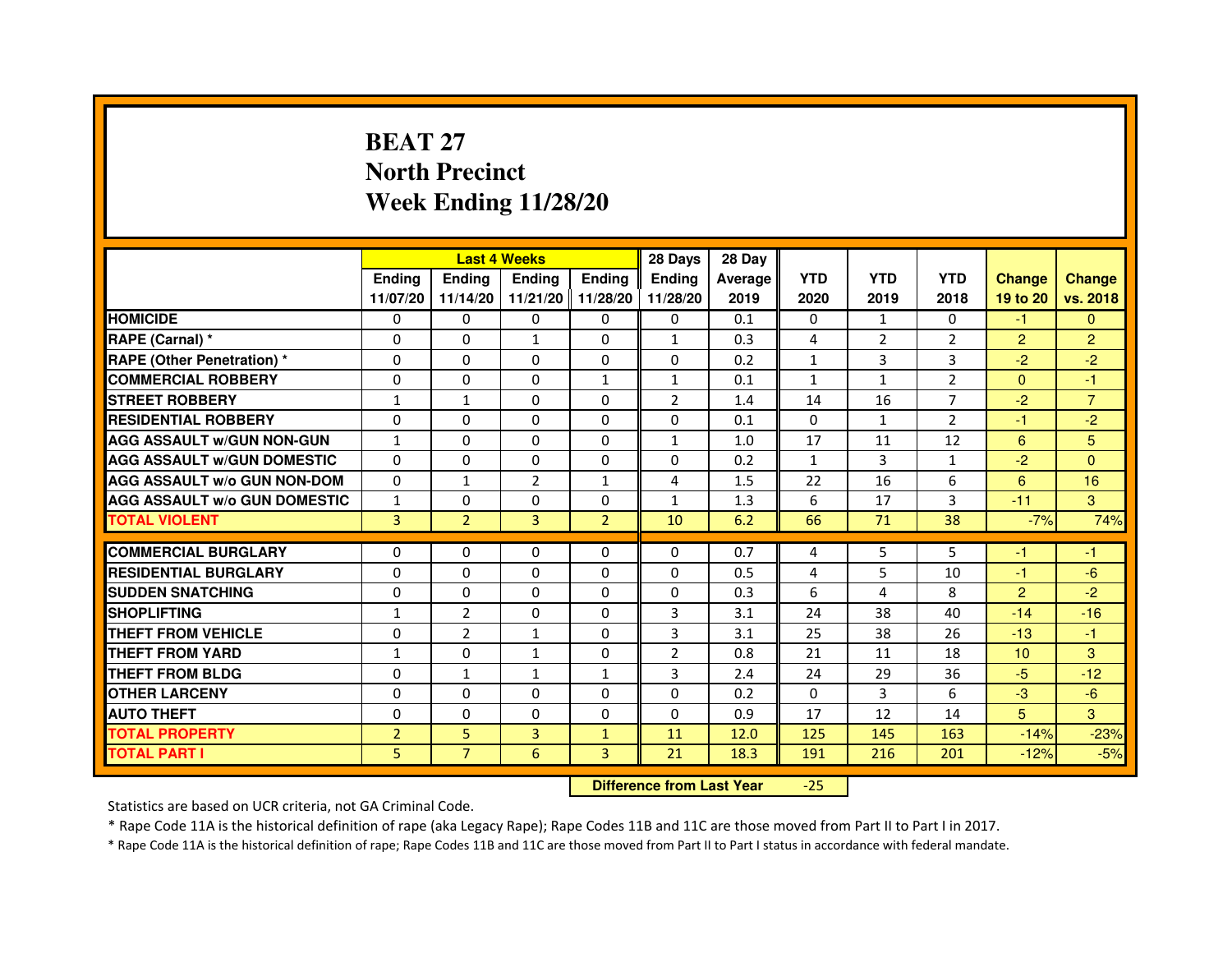# BEAT 27
## North Precinct
## Week Ending 11/28/20

| | Last 4 Weeks | | | | 28 Days | 28 Day | | | | | |
|---|---|---|---|---|---|---|---|---|---|---|---|
| | Ending 11/07/20 | Ending 11/14/20 | Ending 11/21/20 | Ending 11/28/20 | Ending 11/28/20 | Average 2019 | YTD 2020 | YTD 2019 | YTD 2018 | Change 19 to 20 | Change vs. 2018 |
| HOMICIDE | 0 | 0 | 0 | 0 | 0 | 0.1 | 0 | 1 | 0 | -1 | 0 |
| RAPE (Carnal) * | 0 | 0 | 1 | 0 | 1 | 0.3 | 4 | 2 | 2 | 2 | 2 |
| RAPE (Other Penetration) * | 0 | 0 | 0 | 0 | 0 | 0.2 | 1 | 3 | 3 | -2 | -2 |
| COMMERCIAL ROBBERY | 0 | 0 | 0 | 1 | 1 | 0.1 | 1 | 1 | 2 | 0 | -1 |
| STREET ROBBERY | 1 | 1 | 0 | 0 | 2 | 1.4 | 14 | 16 | 7 | -2 | 7 |
| RESIDENTIAL ROBBERY | 0 | 0 | 0 | 0 | 0 | 0.1 | 0 | 1 | 2 | -1 | -2 |
| AGG ASSAULT w/GUN NON-GUN | 1 | 0 | 0 | 0 | 1 | 1.0 | 17 | 11 | 12 | 6 | 5 |
| AGG ASSAULT w/GUN DOMESTIC | 0 | 0 | 0 | 0 | 0 | 0.2 | 1 | 3 | 1 | -2 | 0 |
| AGG ASSAULT w/o GUN NON-DOM | 0 | 1 | 2 | 1 | 4 | 1.5 | 22 | 16 | 6 | 6 | 16 |
| AGG ASSAULT w/o GUN DOMESTIC | 1 | 0 | 0 | 0 | 1 | 1.3 | 6 | 17 | 3 | -11 | 3 |
| TOTAL VIOLENT | 3 | 2 | 3 | 2 | 10 | 6.2 | 66 | 71 | 38 | -7% | 74% |
| COMMERCIAL BURGLARY | 0 | 0 | 0 | 0 | 0 | 0.7 | 4 | 5 | 5 | -1 | -1 |
| RESIDENTIAL BURGLARY | 0 | 0 | 0 | 0 | 0 | 0.5 | 4 | 5 | 10 | -1 | -6 |
| SUDDEN SNATCHING | 0 | 0 | 0 | 0 | 0 | 0.3 | 6 | 4 | 8 | 2 | -2 |
| SHOPLIFTING | 1 | 2 | 0 | 0 | 3 | 3.1 | 24 | 38 | 40 | -14 | -16 |
| THEFT FROM VEHICLE | 0 | 2 | 1 | 0 | 3 | 3.1 | 25 | 38 | 26 | -13 | -1 |
| THEFT FROM YARD | 1 | 0 | 1 | 0 | 2 | 0.8 | 21 | 11 | 18 | 10 | 3 |
| THEFT FROM BLDG | 0 | 1 | 1 | 1 | 3 | 2.4 | 24 | 29 | 36 | -5 | -12 |
| OTHER LARCENY | 0 | 0 | 0 | 0 | 0 | 0.2 | 0 | 3 | 6 | -3 | -6 |
| AUTO THEFT | 0 | 0 | 0 | 0 | 0 | 0.9 | 17 | 12 | 14 | 5 | 3 |
| TOTAL PROPERTY | 2 | 5 | 3 | 1 | 11 | 12.0 | 125 | 145 | 163 | -14% | -23% |
| TOTAL PART I | 5 | 7 | 6 | 3 | 21 | 18.3 | 191 | 216 | 201 | -12% | -5% |

**Difference from Last Year** -25

Statistics are based on UCR criteria, not GA Criminal Code.

* Rape Code 11A is the historical definition of rape (aka Legacy Rape); Rape Codes 11B and 11C are those moved from Part II to Part I in 2017.

* Rape Code 11A is the historical definition of rape; Rape Codes 11B and 11C are those moved from Part II to Part I status in accordance with federal mandate.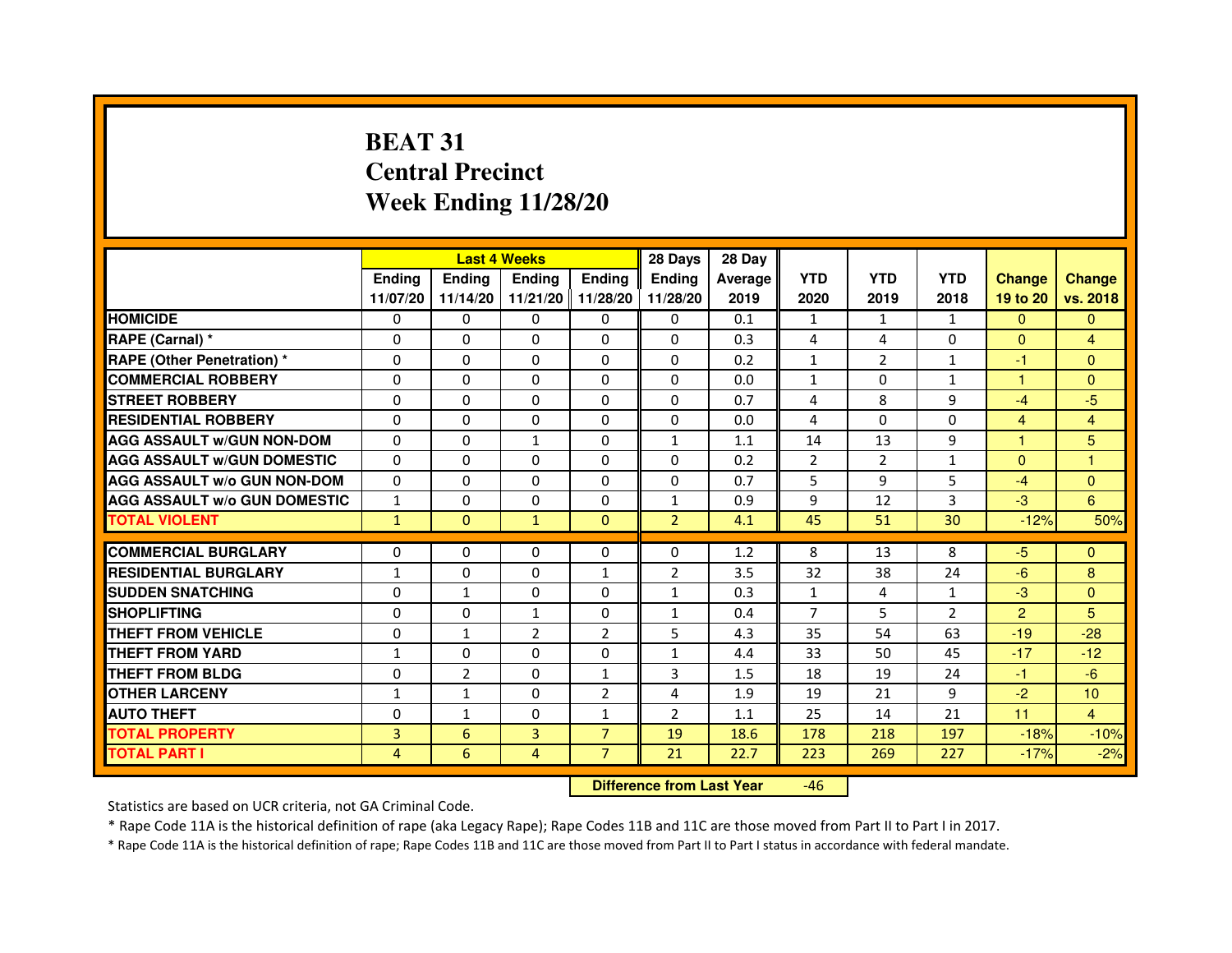# BEAT 31
# Central Precinct
# Week Ending 11/28/20

| | Last 4 Weeks | | | | 28 Days | 28 Day | | | | | |
|---|---|---|---|---|---|---|---|---|---|---|---|
| | Ending 11/07/20 | Ending 11/14/20 | Ending 11/21/20 | Ending 11/28/20 | Ending 11/28/20 | Average 2019 | YTD 2020 | YTD 2019 | YTD 2018 | Change 19 to 20 | Change vs. 2018 |
| **HOMICIDE** | 0 | 0 | 0 | 0 | 0 | 0.1 | 1 | 1 | 1 | 0 | 0 |
| **RAPE (Carnal) *** | 0 | 0 | 0 | 0 | 0 | 0.3 | 4 | 4 | 0 | 0 | 4 |
| **RAPE (Other Penetration) *** | 0 | 0 | 0 | 0 | 0 | 0.2 | 1 | 2 | 1 | -1 | 0 |
| **COMMERCIAL ROBBERY** | 0 | 0 | 0 | 0 | 0 | 0.0 | 1 | 0 | 1 | 1 | 0 |
| **STREET ROBBERY** | 0 | 0 | 0 | 0 | 0 | 0.7 | 4 | 8 | 9 | -4 | -5 |
| **RESIDENTIAL ROBBERY** | 0 | 0 | 0 | 0 | 0 | 0.0 | 4 | 0 | 0 | 4 | 4 |
| **AGG ASSAULT w/GUN NON-DOM** | 0 | 0 | 1 | 0 | 1 | 1.1 | 14 | 13 | 9 | 1 | 5 |
| **AGG ASSAULT w/GUN DOMESTIC** | 0 | 0 | 0 | 0 | 0 | 0.2 | 2 | 2 | 1 | 0 | 1 |
| **AGG ASSAULT w/o GUN NON-DOM** | 0 | 0 | 0 | 0 | 0 | 0.7 | 5 | 9 | 5 | -4 | 0 |
| **AGG ASSAULT w/o GUN DOMESTIC** | 1 | 0 | 0 | 0 | 1 | 0.9 | 9 | 12 | 3 | -3 | 6 |
| **TOTAL VIOLENT** | 1 | 0 | 1 | 0 | 2 | 4.1 | 45 | 51 | 30 | -12% | 50% |
| **COMMERCIAL BURGLARY** | 0 | 0 | 0 | 0 | 0 | 1.2 | 8 | 13 | 8 | -5 | 0 |
| **RESIDENTIAL BURGLARY** | 1 | 0 | 0 | 1 | 2 | 3.5 | 32 | 38 | 24 | -6 | 8 |
| **SUDDEN SNATCHING** | 0 | 1 | 0 | 0 | 1 | 0.3 | 1 | 4 | 1 | -3 | 0 |
| **SHOPLIFTING** | 0 | 0 | 1 | 0 | 1 | 0.4 | 7 | 5 | 2 | 2 | 5 |
| **THEFT FROM VEHICLE** | 0 | 1 | 2 | 2 | 5 | 4.3 | 35 | 54 | 63 | -19 | -28 |
| **THEFT FROM YARD** | 1 | 0 | 0 | 0 | 1 | 4.4 | 33 | 50 | 45 | -17 | -12 |
| **THEFT FROM BLDG** | 0 | 2 | 0 | 1 | 3 | 1.5 | 18 | 19 | 24 | -1 | -6 |
| **OTHER LARCENY** | 1 | 1 | 0 | 2 | 4 | 1.9 | 19 | 21 | 9 | -2 | 10 |
| **AUTO THEFT** | 0 | 1 | 0 | 1 | 2 | 1.1 | 25 | 14 | 21 | 11 | 4 |
| **TOTAL PROPERTY** | 3 | 6 | 3 | 7 | 19 | 18.6 | 178 | 218 | 197 | -18% | -10% |
| **TOTAL PART I** | 4 | 6 | 4 | 7 | 21 | 22.7 | 223 | 269 | 227 | -17% | -2% |

**Difference from Last Year** -46

Statistics are based on UCR criteria, not GA Criminal Code.

* Rape Code 11A is the historical definition of rape (aka Legacy Rape); Rape Codes 11B and 11C are those moved from Part II to Part I in 2017.

* Rape Code 11A is the historical definition of rape; Rape Codes 11B and 11C are those moved from Part II to Part I status in accordance with federal mandate.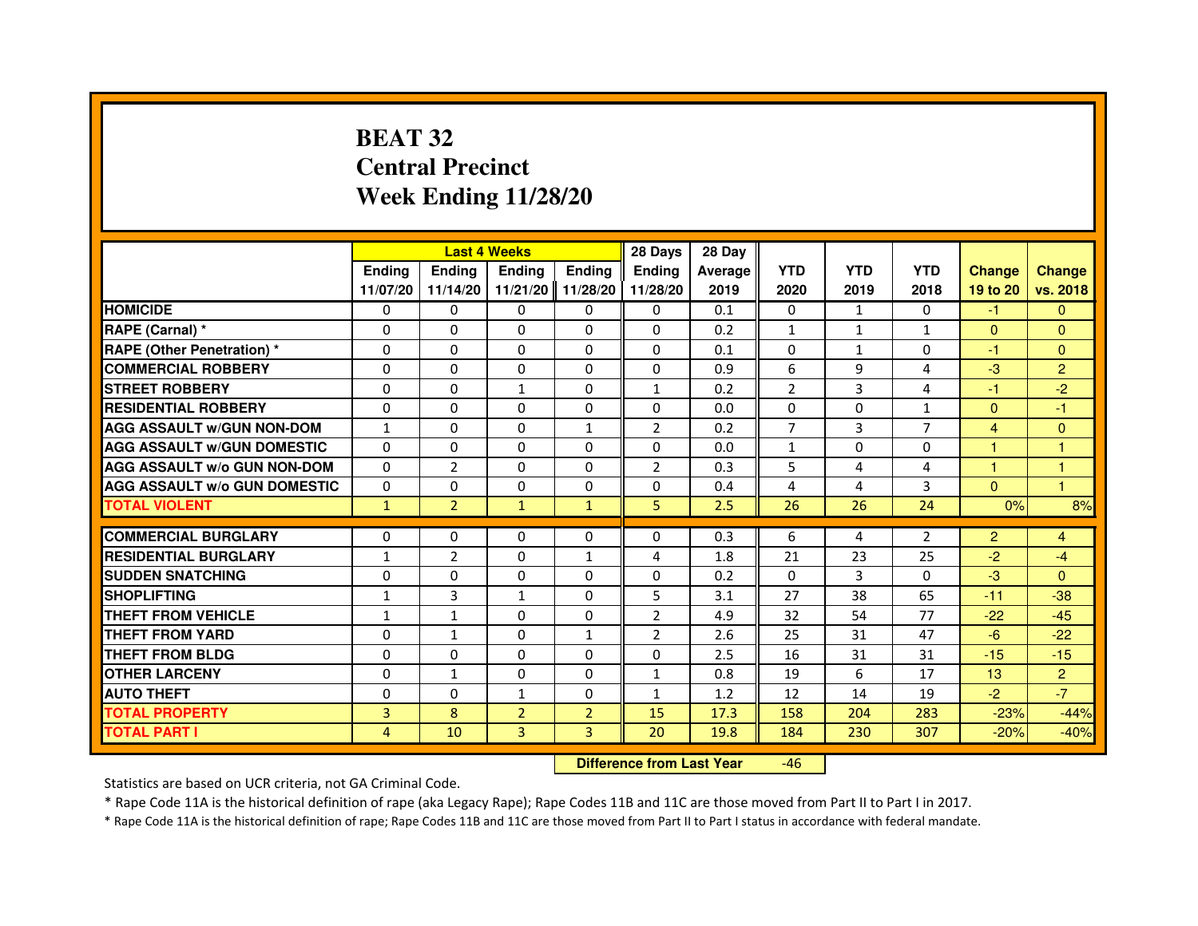# BEAT 32
## Central Precinct
## Week Ending 11/28/20

| | Last 4 Weeks | | | | 28 Days | 28 Day | | | | | |
|---|---|---|---|---|---|---|---|---|---|---|---|
| | Ending 11/07/20 | Ending 11/14/20 | Ending 11/21/20 | Ending 11/28/20 | Ending 11/28/20 | Average 2019 | YTD 2020 | YTD 2019 | YTD 2018 | Change 19 to 20 | Change vs. 2018 |
| HOMICIDE | 0 | 0 | 0 | 0 | 0 | 0.1 | 0 | 1 | 0 | -1 | 0 |
| RAPE (Carnal) * | 0 | 0 | 0 | 0 | 0 | 0.2 | 1 | 1 | 1 | 0 | 0 |
| RAPE (Other Penetration) * | 0 | 0 | 0 | 0 | 0 | 0.1 | 0 | 1 | 0 | -1 | 0 |
| COMMERCIAL ROBBERY | 0 | 0 | 0 | 0 | 0 | 0.9 | 6 | 9 | 4 | -3 | 2 |
| STREET ROBBERY | 0 | 0 | 1 | 0 | 1 | 0.2 | 2 | 3 | 4 | -1 | -2 |
| RESIDENTIAL ROBBERY | 0 | 0 | 0 | 0 | 0 | 0.0 | 0 | 0 | 1 | 0 | -1 |
| AGG ASSAULT w/GUN NON-DOM | 1 | 0 | 0 | 1 | 2 | 0.2 | 7 | 3 | 7 | 4 | 0 |
| AGG ASSAULT w/GUN DOMESTIC | 0 | 0 | 0 | 0 | 0 | 0.0 | 1 | 0 | 0 | 1 | 1 |
| AGG ASSAULT w/o GUN NON-DOM | 0 | 2 | 0 | 0 | 2 | 0.3 | 5 | 4 | 4 | 1 | 1 |
| AGG ASSAULT w/o GUN DOMESTIC | 0 | 0 | 0 | 0 | 0 | 0.4 | 4 | 4 | 3 | 0 | 1 |
| TOTAL VIOLENT | 1 | 2 | 1 | 1 | 5 | 2.5 | 26 | 26 | 24 | 0% | 8% |
| COMMERCIAL BURGLARY | 0 | 0 | 0 | 0 | 0 | 0.3 | 6 | 4 | 2 | 2 | 4 |
| RESIDENTIAL BURGLARY | 1 | 2 | 0 | 1 | 4 | 1.8 | 21 | 23 | 25 | -2 | -4 |
| SUDDEN SNATCHING | 0 | 0 | 0 | 0 | 0 | 0.2 | 0 | 3 | 0 | -3 | 0 |
| SHOPLIFTING | 1 | 3 | 1 | 0 | 5 | 3.1 | 27 | 38 | 65 | -11 | -38 |
| THEFT FROM VEHICLE | 1 | 1 | 0 | 0 | 2 | 4.9 | 32 | 54 | 77 | -22 | -45 |
| THEFT FROM YARD | 0 | 1 | 0 | 1 | 2 | 2.6 | 25 | 31 | 47 | -6 | -22 |
| THEFT FROM BLDG | 0 | 0 | 0 | 0 | 0 | 2.5 | 16 | 31 | 31 | -15 | -15 |
| OTHER LARCENY | 0 | 1 | 0 | 0 | 1 | 0.8 | 19 | 6 | 17 | 13 | 2 |
| AUTO THEFT | 0 | 0 | 1 | 0 | 1 | 1.2 | 12 | 14 | 19 | -2 | -7 |
| TOTAL PROPERTY | 3 | 8 | 2 | 2 | 15 | 17.3 | 158 | 204 | 283 | -23% | -44% |
| TOTAL PART I | 4 | 10 | 3 | 3 | 20 | 19.8 | 184 | 230 | 307 | -20% | -40% |

**Difference from Last Year** -46

Statistics are based on UCR criteria, not GA Criminal Code.

* Rape Code 11A is the historical definition of rape (aka Legacy Rape); Rape Codes 11B and 11C are those moved from Part II to Part I in 2017.

* Rape Code 11A is the historical definition of rape; Rape Codes 11B and 11C are those moved from Part II to Part I status in accordance with federal mandate.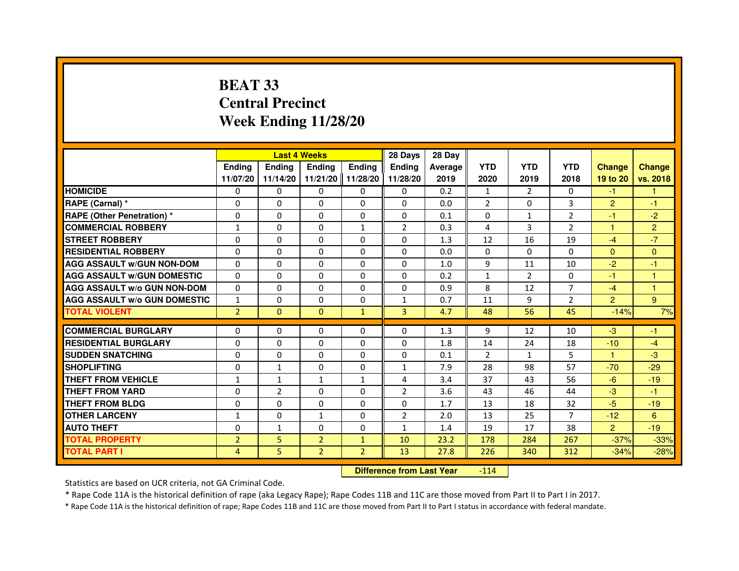# BEAT 33
## Central Precinct
## Week Ending 11/28/20

| | Last 4 Weeks | | | | 28 Days | 28 Day | | | | | |
|---|---|---|---|---|---|---|---|---|---|---|---|
| | Ending 11/07/20 | Ending 11/14/20 | Ending 11/21/20 | Ending 11/28/20 | Ending 11/28/20 | Average 2019 | YTD 2020 | YTD 2019 | YTD 2018 | Change 19 to 20 | Change vs. 2018 |
| **HOMICIDE** | 0 | 0 | 0 | 0 | 0 | 0.2 | 1 | 2 | 0 | -1 | 1 |
| **RAPE (Carnal) *** | 0 | 0 | 0 | 0 | 0 | 0.0 | 2 | 0 | 3 | 2 | -1 |
| **RAPE (Other Penetration) *** | 0 | 0 | 0 | 0 | 0 | 0.1 | 0 | 1 | 2 | -1 | -2 |
| **COMMERCIAL ROBBERY** | 1 | 0 | 0 | 1 | 2 | 0.3 | 4 | 3 | 2 | 1 | 2 |
| **STREET ROBBERY** | 0 | 0 | 0 | 0 | 0 | 1.3 | 12 | 16 | 19 | -4 | -7 |
| **RESIDENTIAL ROBBERY** | 0 | 0 | 0 | 0 | 0 | 0.0 | 0 | 0 | 0 | 0 | 0 |
| **AGG ASSAULT w/GUN NON-DOM** | 0 | 0 | 0 | 0 | 0 | 1.0 | 9 | 11 | 10 | -2 | -1 |
| **AGG ASSAULT w/GUN DOMESTIC** | 0 | 0 | 0 | 0 | 0 | 0.2 | 1 | 2 | 0 | -1 | 1 |
| **AGG ASSAULT w/o GUN NON-DOM** | 0 | 0 | 0 | 0 | 0 | 0.9 | 8 | 12 | 7 | -4 | 1 |
| **AGG ASSAULT w/o GUN DOMESTIC** | 1 | 0 | 0 | 0 | 1 | 0.7 | 11 | 9 | 2 | 2 | 9 |
| **TOTAL VIOLENT** | 2 | 0 | 0 | 1 | 3 | 4.7 | 48 | 56 | 45 | -14% | 7% |
| **COMMERCIAL BURGLARY** | 0 | 0 | 0 | 0 | 0 | 1.3 | 9 | 12 | 10 | -3 | -1 |
| **RESIDENTIAL BURGLARY** | 0 | 0 | 0 | 0 | 0 | 1.8 | 14 | 24 | 18 | -10 | -4 |
| **SUDDEN SNATCHING** | 0 | 0 | 0 | 0 | 0 | 0.1 | 2 | 1 | 5 | 1 | -3 |
| **SHOPLIFTING** | 0 | 1 | 0 | 0 | 1 | 7.9 | 28 | 98 | 57 | -70 | -29 |
| **THEFT FROM VEHICLE** | 1 | 1 | 1 | 1 | 4 | 3.4 | 37 | 43 | 56 | -6 | -19 |
| **THEFT FROM YARD** | 0 | 2 | 0 | 0 | 2 | 3.6 | 43 | 46 | 44 | -3 | -1 |
| **THEFT FROM BLDG** | 0 | 0 | 0 | 0 | 0 | 1.7 | 13 | 18 | 32 | -5 | -19 |
| **OTHER LARCENY** | 1 | 0 | 1 | 0 | 2 | 2.0 | 13 | 25 | 7 | -12 | 6 |
| **AUTO THEFT** | 0 | 1 | 0 | 0 | 1 | 1.4 | 19 | 17 | 38 | 2 | -19 |
| **TOTAL PROPERTY** | 2 | 5 | 2 | 1 | 10 | 23.2 | 178 | 284 | 267 | -37% | -33% |
| **TOTAL PART I** | 4 | 5 | 2 | 2 | 13 | 27.8 | 226 | 340 | 312 | -34% | -28% |

**Difference from Last Year** -114

Statistics are based on UCR criteria, not GA Criminal Code.

* Rape Code 11A is the historical definition of rape (aka Legacy Rape); Rape Codes 11B and 11C are those moved from Part II to Part I in 2017.

* Rape Code 11A is the historical definition of rape; Rape Codes 11B and 11C are those moved from Part II to Part I status in accordance with federal mandate.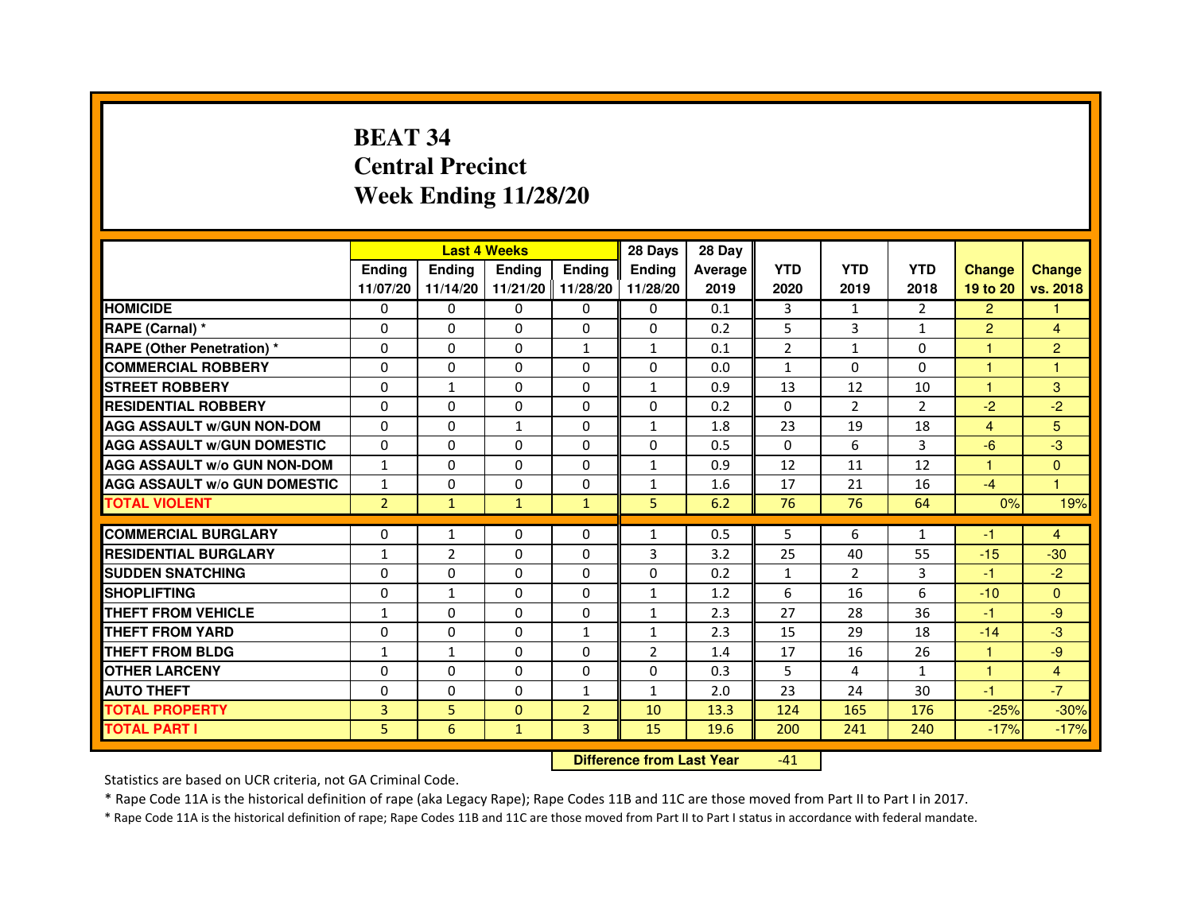# BEAT 34
# Central Precinct
# Week Ending 11/28/20

| | Last 4 Weeks | | | | 28 Days | 28 Day | | | | | |
|---|---|---|---|---|---|---|---|---|---|---|---|
| | Ending 11/07/20 | Ending 11/14/20 | Ending 11/21/20 | Ending 11/28/20 | Ending 11/28/20 | Average 2019 | YTD 2020 | YTD 2019 | YTD 2018 | Change 19 to 20 | Change vs. 2018 |
| HOMICIDE | 0 | 0 | 0 | 0 | 0 | 0.1 | 3 | 1 | 2 | 2 | 1 |
| RAPE (Carnal) * | 0 | 0 | 0 | 0 | 0 | 0.2 | 5 | 3 | 1 | 2 | 4 |
| RAPE (Other Penetration) * | 0 | 0 | 0 | 1 | 1 | 0.1 | 2 | 1 | 0 | 1 | 2 |
| COMMERCIAL ROBBERY | 0 | 0 | 0 | 0 | 0 | 0.0 | 1 | 0 | 0 | 1 | 1 |
| STREET ROBBERY | 0 | 1 | 0 | 0 | 1 | 0.9 | 13 | 12 | 10 | 1 | 3 |
| RESIDENTIAL ROBBERY | 0 | 0 | 0 | 0 | 0 | 0.2 | 0 | 2 | 2 | -2 | -2 |
| AGG ASSAULT w/GUN NON-DOM | 0 | 0 | 1 | 0 | 1 | 1.8 | 23 | 19 | 18 | 4 | 5 |
| AGG ASSAULT w/GUN DOMESTIC | 0 | 0 | 0 | 0 | 0 | 0.5 | 0 | 6 | 3 | -6 | -3 |
| AGG ASSAULT w/o GUN NON-DOM | 1 | 0 | 0 | 0 | 1 | 0.9 | 12 | 11 | 12 | 1 | 0 |
| AGG ASSAULT w/o GUN DOMESTIC | 1 | 0 | 0 | 0 | 1 | 1.6 | 17 | 21 | 16 | -4 | 1 |
| TOTAL VIOLENT | 2 | 1 | 1 | 1 | 5 | 6.2 | 76 | 76 | 64 | 0% | 19% |
| COMMERCIAL BURGLARY | 0 | 1 | 0 | 0 | 1 | 0.5 | 5 | 6 | 1 | -1 | 4 |
| RESIDENTIAL BURGLARY | 1 | 2 | 0 | 0 | 3 | 3.2 | 25 | 40 | 55 | -15 | -30 |
| SUDDEN SNATCHING | 0 | 0 | 0 | 0 | 0 | 0.2 | 1 | 2 | 3 | -1 | -2 |
| SHOPLIFTING | 0 | 1 | 0 | 0 | 1 | 1.2 | 6 | 16 | 6 | -10 | 0 |
| THEFT FROM VEHICLE | 1 | 0 | 0 | 0 | 1 | 2.3 | 27 | 28 | 36 | -1 | -9 |
| THEFT FROM YARD | 0 | 0 | 0 | 1 | 1 | 2.3 | 15 | 29 | 18 | -14 | -3 |
| THEFT FROM BLDG | 1 | 1 | 0 | 0 | 2 | 1.4 | 17 | 16 | 26 | 1 | -9 |
| OTHER LARCENY | 0 | 0 | 0 | 0 | 0 | 0.3 | 5 | 4 | 1 | 1 | 4 |
| AUTO THEFT | 0 | 0 | 0 | 1 | 1 | 2.0 | 23 | 24 | 30 | -1 | -7 |
| TOTAL PROPERTY | 3 | 5 | 0 | 2 | 10 | 13.3 | 124 | 165 | 176 | -25% | -30% |
| TOTAL PART I | 5 | 6 | 1 | 3 | 15 | 19.6 | 200 | 241 | 240 | -17% | -17% |

| Difference from Last Year | -41 |
|---|---|

Statistics are based on UCR criteria, not GA Criminal Code.

* Rape Code 11A is the historical definition of rape (aka Legacy Rape); Rape Codes 11B and 11C are those moved from Part II to Part I in 2017.

* Rape Code 11A is the historical definition of rape; Rape Codes 11B and 11C are those moved from Part II to Part I status in accordance with federal mandate.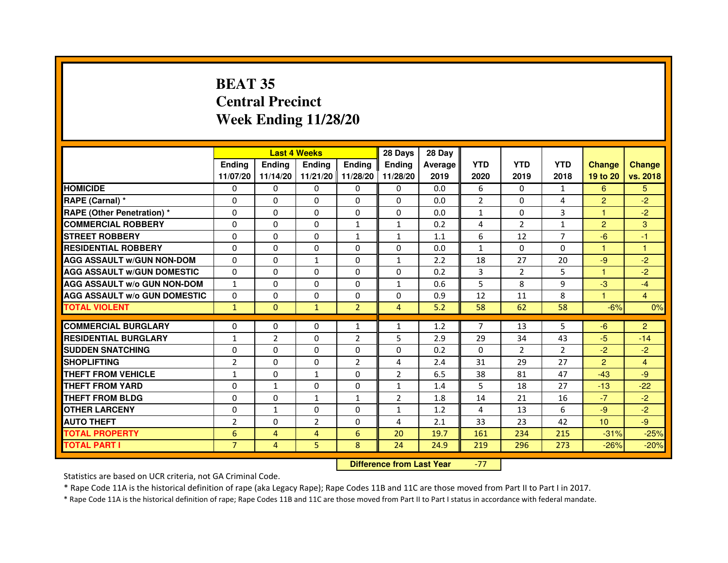# BEAT 35
# Central Precinct
# Week Ending 11/28/20

| | Last 4 Weeks | | | | 28 Days | 28 Day | | | | | |
|---|---|---|---|---|---|---|---|---|---|---|---|
| | Ending 11/07/20 | Ending 11/14/20 | Ending 11/21/20 | Ending 11/28/20 | Ending 11/28/20 | Average 2019 | YTD 2020 | YTD 2019 | YTD 2018 | Change 19 to 20 | Change vs. 2018 |
| HOMICIDE | 0 | 0 | 0 | 0 | 0 | 0.0 | 6 | 0 | 1 | 6 | 5 |
| RAPE (Carnal) * | 0 | 0 | 0 | 0 | 0 | 0.0 | 2 | 0 | 4 | 2 | -2 |
| RAPE (Other Penetration) * | 0 | 0 | 0 | 0 | 0 | 0.0 | 1 | 0 | 3 | 1 | -2 |
| COMMERCIAL ROBBERY | 0 | 0 | 0 | 1 | 1 | 0.2 | 4 | 2 | 1 | 2 | 3 |
| STREET ROBBERY | 0 | 0 | 0 | 1 | 1 | 1.1 | 6 | 12 | 7 | -6 | -1 |
| RESIDENTIAL ROBBERY | 0 | 0 | 0 | 0 | 0 | 0.0 | 1 | 0 | 0 | 1 | 1 |
| AGG ASSAULT w/GUN NON-DOM | 0 | 0 | 1 | 0 | 1 | 2.2 | 18 | 27 | 20 | -9 | -2 |
| AGG ASSAULT w/GUN DOMESTIC | 0 | 0 | 0 | 0 | 0 | 0.2 | 3 | 2 | 5 | 1 | -2 |
| AGG ASSAULT w/o GUN NON-DOM | 1 | 0 | 0 | 0 | 1 | 0.6 | 5 | 8 | 9 | -3 | -4 |
| AGG ASSAULT w/o GUN DOMESTIC | 0 | 0 | 0 | 0 | 0 | 0.9 | 12 | 11 | 8 | 1 | 4 |
| TOTAL VIOLENT | 1 | 0 | 1 | 2 | 4 | 5.2 | 58 | 62 | 58 | -6% | 0% |
| COMMERCIAL BURGLARY | 0 | 0 | 0 | 1 | 1 | 1.2 | 7 | 13 | 5 | -6 | 2 |
| RESIDENTIAL BURGLARY | 1 | 2 | 0 | 2 | 5 | 2.9 | 29 | 34 | 43 | -5 | -14 |
| SUDDEN SNATCHING | 0 | 0 | 0 | 0 | 0 | 0.2 | 0 | 2 | 2 | -2 | -2 |
| SHOPLIFTING | 2 | 0 | 0 | 2 | 4 | 2.4 | 31 | 29 | 27 | 2 | 4 |
| THEFT FROM VEHICLE | 1 | 0 | 1 | 0 | 2 | 6.5 | 38 | 81 | 47 | -43 | -9 |
| THEFT FROM YARD | 0 | 1 | 0 | 0 | 1 | 1.4 | 5 | 18 | 27 | -13 | -22 |
| THEFT FROM BLDG | 0 | 0 | 1 | 1 | 2 | 1.8 | 14 | 21 | 16 | -7 | -2 |
| OTHER LARCENY | 0 | 1 | 0 | 0 | 1 | 1.2 | 4 | 13 | 6 | -9 | -2 |
| AUTO THEFT | 2 | 0 | 2 | 0 | 4 | 2.1 | 33 | 23 | 42 | 10 | -9 |
| TOTAL PROPERTY | 6 | 4 | 4 | 6 | 20 | 19.7 | 161 | 234 | 215 | -31% | -25% |
| TOTAL PART I | 7 | 4 | 5 | 8 | 24 | 24.9 | 219 | 296 | 273 | -26% | -20% |

**Difference from Last Year** -77

Statistics are based on UCR criteria, not GA Criminal Code.

* Rape Code 11A is the historical definition of rape (aka Legacy Rape); Rape Codes 11B and 11C are those moved from Part II to Part I in 2017.

* Rape Code 11A is the historical definition of rape; Rape Codes 11B and 11C are those moved from Part II to Part I status in accordance with federal mandate.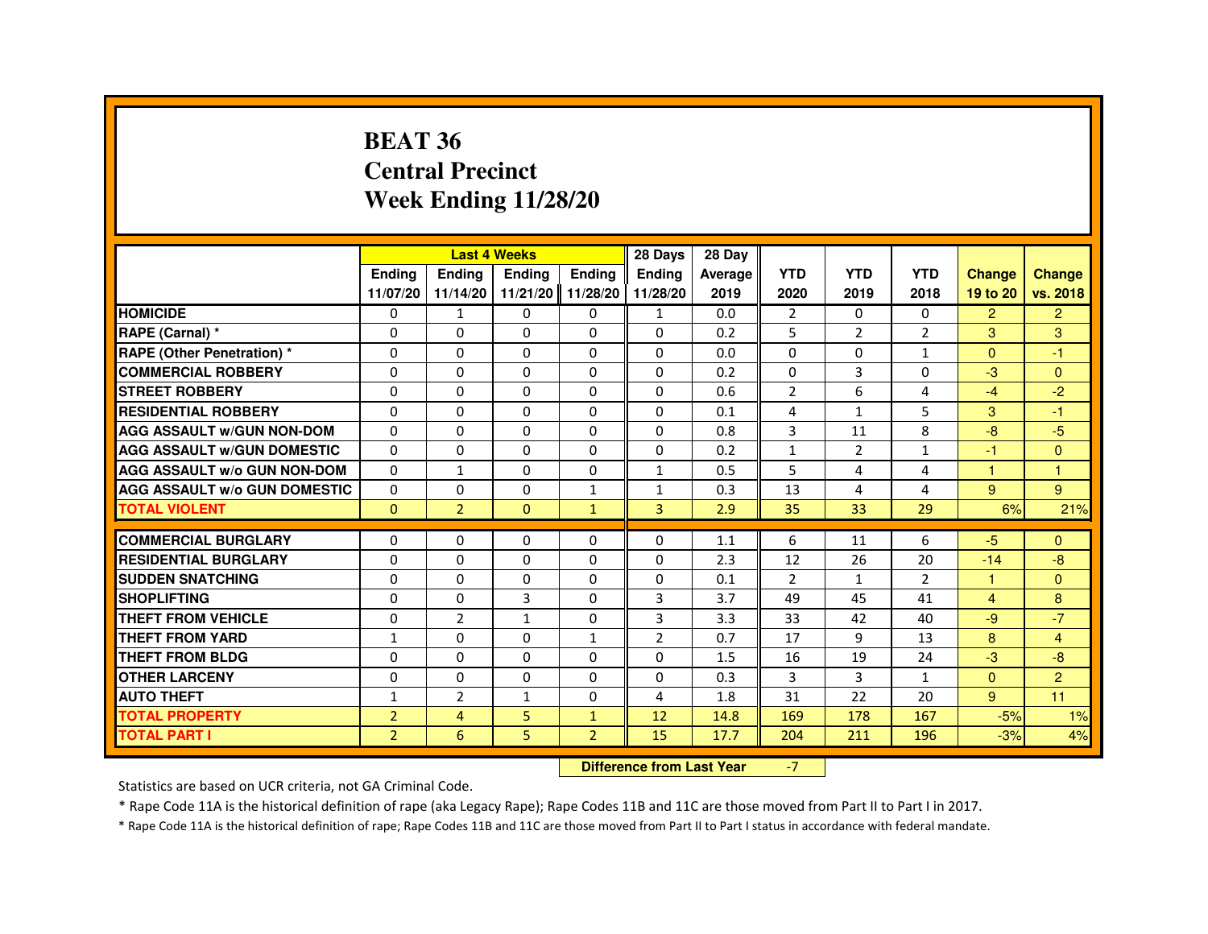# BEAT 36
# Central Precinct
# Week Ending 11/28/20

| | Last 4 Weeks | | | | 28 Days | 28 Day | | | | | |
|---|---|---|---|---|---|---|---|---|---|---|---|
| | Ending 11/07/20 | Ending 11/14/20 | Ending 11/21/20 | Ending 11/28/20 | Ending 11/28/20 | Average 2019 | YTD 2020 | YTD 2019 | YTD 2018 | Change 19 to 20 | Change vs. 2018 |
| HOMICIDE | 0 | 1 | 0 | 0 | 1 | 0.0 | 2 | 0 | 0 | 2 | 2 |
| RAPE (Carnal) * | 0 | 0 | 0 | 0 | 0 | 0.2 | 5 | 2 | 2 | 3 | 3 |
| RAPE (Other Penetration) * | 0 | 0 | 0 | 0 | 0 | 0.0 | 0 | 0 | 1 | 0 | -1 |
| COMMERCIAL ROBBERY | 0 | 0 | 0 | 0 | 0 | 0.2 | 0 | 3 | 0 | -3 | 0 |
| STREET ROBBERY | 0 | 0 | 0 | 0 | 0 | 0.6 | 2 | 6 | 4 | -4 | -2 |
| RESIDENTIAL ROBBERY | 0 | 0 | 0 | 0 | 0 | 0.1 | 4 | 1 | 5 | 3 | -1 |
| AGG ASSAULT w/GUN NON-DOM | 0 | 0 | 0 | 0 | 0 | 0.8 | 3 | 11 | 8 | -8 | -5 |
| AGG ASSAULT w/GUN DOMESTIC | 0 | 0 | 0 | 0 | 0 | 0.2 | 1 | 2 | 1 | -1 | 0 |
| AGG ASSAULT w/o GUN NON-DOM | 0 | 1 | 0 | 0 | 1 | 0.5 | 5 | 4 | 4 | 1 | 1 |
| AGG ASSAULT w/o GUN DOMESTIC | 0 | 0 | 0 | 1 | 1 | 0.3 | 13 | 4 | 4 | 9 | 9 |
| TOTAL VIOLENT | 0 | 2 | 0 | 1 | 3 | 2.9 | 35 | 33 | 29 | 6% | 21% |
| COMMERCIAL BURGLARY | 0 | 0 | 0 | 0 | 0 | 1.1 | 6 | 11 | 6 | -5 | 0 |
| RESIDENTIAL BURGLARY | 0 | 0 | 0 | 0 | 0 | 2.3 | 12 | 26 | 20 | -14 | -8 |
| SUDDEN SNATCHING | 0 | 0 | 0 | 0 | 0 | 0.1 | 2 | 1 | 2 | 1 | 0 |
| SHOPLIFTING | 0 | 0 | 3 | 0 | 3 | 3.7 | 49 | 45 | 41 | 4 | 8 |
| THEFT FROM VEHICLE | 0 | 2 | 1 | 0 | 3 | 3.3 | 33 | 42 | 40 | -9 | -7 |
| THEFT FROM YARD | 1 | 0 | 0 | 1 | 2 | 0.7 | 17 | 9 | 13 | 8 | 4 |
| THEFT FROM BLDG | 0 | 0 | 0 | 0 | 0 | 1.5 | 16 | 19 | 24 | -3 | -8 |
| OTHER LARCENY | 0 | 0 | 0 | 0 | 0 | 0.3 | 3 | 3 | 1 | 0 | 2 |
| AUTO THEFT | 1 | 2 | 1 | 0 | 4 | 1.8 | 31 | 22 | 20 | 9 | 11 |
| TOTAL PROPERTY | 2 | 4 | 5 | 1 | 12 | 14.8 | 169 | 178 | 167 | -5% | 1% |
| TOTAL PART I | 2 | 6 | 5 | 2 | 15 | 17.7 | 204 | 211 | 196 | -3% | 4% |

**Difference from Last Year** -7

Statistics are based on UCR criteria, not GA Criminal Code.

* Rape Code 11A is the historical definition of rape (aka Legacy Rape); Rape Codes 11B and 11C are those moved from Part II to Part I in 2017.

* Rape Code 11A is the historical definition of rape; Rape Codes 11B and 11C are those moved from Part II to Part I status in accordance with federal mandate.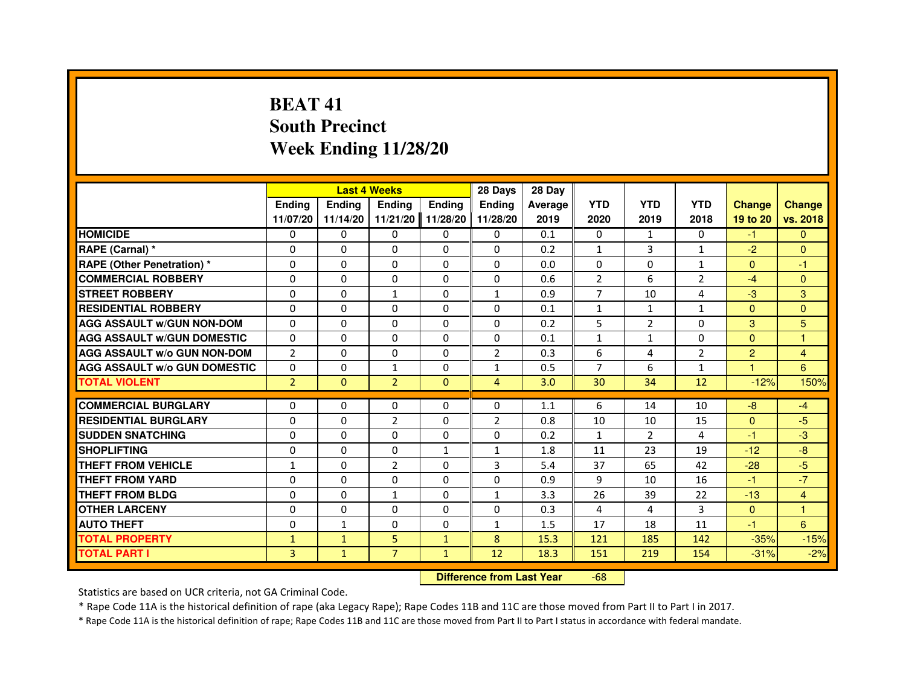# BEAT 41
## South Precinct
## Week Ending 11/28/20

| | Last 4 Weeks | | | | 28 Days | 28 Day | | | | | |
|---|---|---|---|---|---|---|---|---|---|---|---|
| | Ending 11/07/20 | Ending 11/14/20 | Ending 11/21/20 | Ending 11/28/20 | Ending 11/28/20 | Average 2019 | YTD 2020 | YTD 2019 | YTD 2018 | Change 19 to 20 | Change vs. 2018 |
| HOMICIDE | 0 | 0 | 0 | 0 | 0 | 0.1 | 0 | 1 | 0 | -1 | 0 |
| RAPE (Carnal) * | 0 | 0 | 0 | 0 | 0 | 0.2 | 1 | 3 | 1 | -2 | 0 |
| RAPE (Other Penetration) * | 0 | 0 | 0 | 0 | 0 | 0.0 | 0 | 0 | 1 | 0 | -1 |
| COMMERCIAL ROBBERY | 0 | 0 | 0 | 0 | 0 | 0.6 | 2 | 6 | 2 | -4 | 0 |
| STREET ROBBERY | 0 | 0 | 1 | 0 | 1 | 0.9 | 7 | 10 | 4 | -3 | 3 |
| RESIDENTIAL ROBBERY | 0 | 0 | 0 | 0 | 0 | 0.1 | 1 | 1 | 1 | 0 | 0 |
| AGG ASSAULT w/GUN NON-DOM | 0 | 0 | 0 | 0 | 0 | 0.2 | 5 | 2 | 0 | 3 | 5 |
| AGG ASSAULT w/GUN DOMESTIC | 0 | 0 | 0 | 0 | 0 | 0.1 | 1 | 1 | 0 | 0 | 1 |
| AGG ASSAULT w/o GUN NON-DOM | 2 | 0 | 0 | 0 | 2 | 0.3 | 6 | 4 | 2 | 2 | 4 |
| AGG ASSAULT w/o GUN DOMESTIC | 0 | 0 | 1 | 0 | 1 | 0.5 | 7 | 6 | 1 | 1 | 6 |
| TOTAL VIOLENT | 2 | 0 | 2 | 0 | 4 | 3.0 | 30 | 34 | 12 | -12% | 150% |
| COMMERCIAL BURGLARY | 0 | 0 | 0 | 0 | 0 | 1.1 | 6 | 14 | 10 | -8 | -4 |
| RESIDENTIAL BURGLARY | 0 | 0 | 2 | 0 | 2 | 0.8 | 10 | 10 | 15 | 0 | -5 |
| SUDDEN SNATCHING | 0 | 0 | 0 | 0 | 0 | 0.2 | 1 | 2 | 4 | -1 | -3 |
| SHOPLIFTING | 0 | 0 | 0 | 1 | 1 | 1.8 | 11 | 23 | 19 | -12 | -8 |
| THEFT FROM VEHICLE | 1 | 0 | 2 | 0 | 3 | 5.4 | 37 | 65 | 42 | -28 | -5 |
| THEFT FROM YARD | 0 | 0 | 0 | 0 | 0 | 0.9 | 9 | 10 | 16 | -1 | -7 |
| THEFT FROM BLDG | 0 | 0 | 1 | 0 | 1 | 3.3 | 26 | 39 | 22 | -13 | 4 |
| OTHER LARCENY | 0 | 0 | 0 | 0 | 0 | 0.3 | 4 | 4 | 3 | 0 | 1 |
| AUTO THEFT | 0 | 1 | 0 | 0 | 1 | 1.5 | 17 | 18 | 11 | -1 | 6 |
| TOTAL PROPERTY | 1 | 1 | 5 | 1 | 8 | 15.3 | 121 | 185 | 142 | -35% | -15% |
| TOTAL PART I | 3 | 1 | 7 | 1 | 12 | 18.3 | 151 | 219 | 154 | -31% | -2% |

**Difference from Last Year** -68

Statistics are based on UCR criteria, not GA Criminal Code.

* Rape Code 11A is the historical definition of rape (aka Legacy Rape); Rape Codes 11B and 11C are those moved from Part II to Part I in 2017.

* Rape Code 11A is the historical definition of rape; Rape Codes 11B and 11C are those moved from Part II to Part I status in accordance with federal mandate.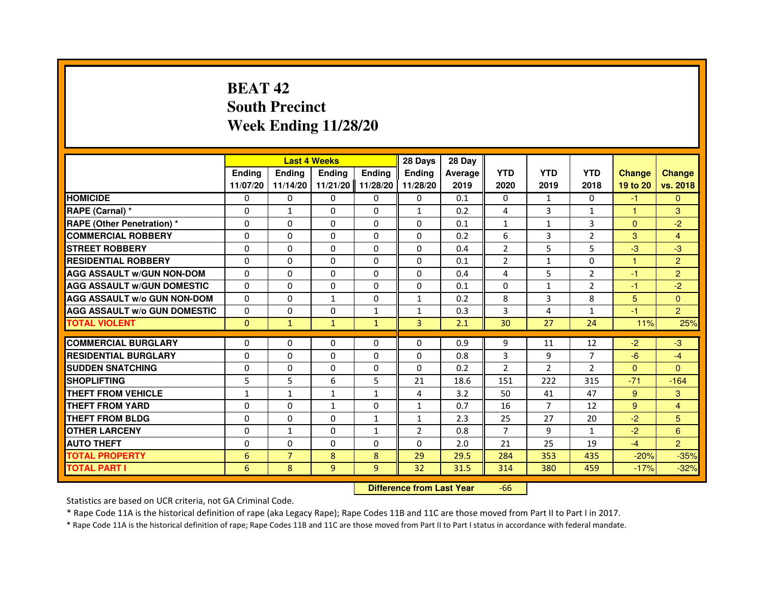# BEAT 42
## South Precinct
## Week Ending 11/28/20

| | Last 4 Weeks | | | | 28 Days | 28 Day | | | | | |
|---|---|---|---|---|---|---|---|---|---|---|---|
| | Ending 11/07/20 | Ending 11/14/20 | Ending 11/21/20 | Ending 11/28/20 | Ending 11/28/20 | Average 2019 | YTD 2020 | YTD 2019 | YTD 2018 | Change 19 to 20 | Change vs. 2018 |
| HOMICIDE | 0 | 0 | 0 | 0 | 0 | 0.1 | 0 | 1 | 0 | -1 | 0 |
| RAPE (Carnal) * | 0 | 1 | 0 | 0 | 1 | 0.2 | 4 | 3 | 1 | 1 | 3 |
| RAPE (Other Penetration) * | 0 | 0 | 0 | 0 | 0 | 0.1 | 1 | 1 | 3 | 0 | -2 |
| COMMERCIAL ROBBERY | 0 | 0 | 0 | 0 | 0 | 0.2 | 6 | 3 | 2 | 3 | 4 |
| STREET ROBBERY | 0 | 0 | 0 | 0 | 0 | 0.4 | 2 | 5 | 5 | -3 | -3 |
| RESIDENTIAL ROBBERY | 0 | 0 | 0 | 0 | 0 | 0.1 | 2 | 1 | 0 | 1 | 2 |
| AGG ASSAULT w/GUN NON-DOM | 0 | 0 | 0 | 0 | 0 | 0.4 | 4 | 5 | 2 | -1 | 2 |
| AGG ASSAULT w/GUN DOMESTIC | 0 | 0 | 0 | 0 | 0 | 0.1 | 0 | 1 | 2 | -1 | -2 |
| AGG ASSAULT w/o GUN NON-DOM | 0 | 0 | 1 | 0 | 1 | 0.2 | 8 | 3 | 8 | 5 | 0 |
| AGG ASSAULT w/o GUN DOMESTIC | 0 | 0 | 0 | 1 | 1 | 0.3 | 3 | 4 | 1 | -1 | 2 |
| TOTAL VIOLENT | 0 | 1 | 1 | 1 | 3 | 2.1 | 30 | 27 | 24 | 11% | 25% |
| COMMERCIAL BURGLARY | 0 | 0 | 0 | 0 | 0 | 0.9 | 9 | 11 | 12 | -2 | -3 |
| RESIDENTIAL BURGLARY | 0 | 0 | 0 | 0 | 0 | 0.8 | 3 | 9 | 7 | -6 | -4 |
| SUDDEN SNATCHING | 0 | 0 | 0 | 0 | 0 | 0.2 | 2 | 2 | 2 | 0 | 0 |
| SHOPLIFTING | 5 | 5 | 6 | 5 | 21 | 18.6 | 151 | 222 | 315 | -71 | -164 |
| THEFT FROM VEHICLE | 1 | 1 | 1 | 1 | 4 | 3.2 | 50 | 41 | 47 | 9 | 3 |
| THEFT FROM YARD | 0 | 0 | 1 | 0 | 1 | 0.7 | 16 | 7 | 12 | 9 | 4 |
| THEFT FROM BLDG | 0 | 0 | 0 | 1 | 1 | 2.3 | 25 | 27 | 20 | -2 | 5 |
| OTHER LARCENY | 0 | 1 | 0 | 1 | 2 | 0.8 | 7 | 9 | 1 | -2 | 6 |
| AUTO THEFT | 0 | 0 | 0 | 0 | 0 | 2.0 | 21 | 25 | 19 | -4 | 2 |
| TOTAL PROPERTY | 6 | 7 | 8 | 8 | 29 | 29.5 | 284 | 353 | 435 | -20% | -35% |
| TOTAL PART I | 6 | 8 | 9 | 9 | 32 | 31.5 | 314 | 380 | 459 | -17% | -32% |

**Difference from Last Year**: -66

Statistics are based on UCR criteria, not GA Criminal Code.

* Rape Code 11A is the historical definition of rape (aka Legacy Rape); Rape Codes 11B and 11C are those moved from Part II to Part I in 2017.

* Rape Code 11A is the historical definition of rape; Rape Codes 11B and 11C are those moved from Part II to Part I status in accordance with federal mandate.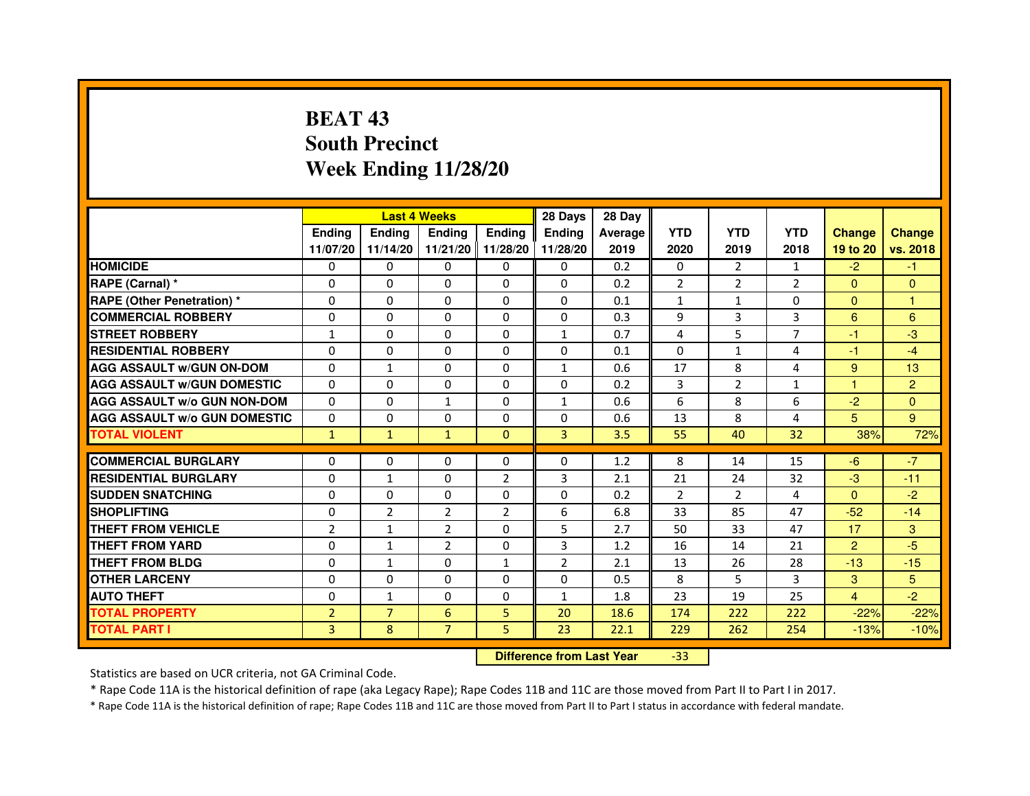# BEAT 43
## South Precinct
## Week Ending 11/28/20

| | Last 4 Weeks | | | | 28 Days | 28 Day | | | | | |
|---|---|---|---|---|---|---|---|---|---|---|---|
| | Ending 11/07/20 | Ending 11/14/20 | Ending 11/21/20 | Ending 11/28/20 | Ending 11/28/20 | Average 2019 | YTD 2020 | YTD 2019 | YTD 2018 | Change 19 to 20 | Change vs. 2018 |
| HOMICIDE | 0 | 0 | 0 | 0 | 0 | 0.2 | 0 | 2 | 1 | -2 | -1 |
| RAPE (Carnal) * | 0 | 0 | 0 | 0 | 0 | 0.2 | 2 | 2 | 2 | 0 | 0 |
| RAPE (Other Penetration) * | 0 | 0 | 0 | 0 | 0 | 0.1 | 1 | 1 | 0 | 0 | 1 |
| COMMERCIAL ROBBERY | 0 | 0 | 0 | 0 | 0 | 0.3 | 9 | 3 | 3 | 6 | 6 |
| STREET ROBBERY | 1 | 0 | 0 | 0 | 1 | 0.7 | 4 | 5 | 7 | -1 | -3 |
| RESIDENTIAL ROBBERY | 0 | 0 | 0 | 0 | 0 | 0.1 | 0 | 1 | 4 | -1 | -4 |
| AGG ASSAULT w/GUN ON-DOM | 0 | 1 | 0 | 0 | 1 | 0.6 | 17 | 8 | 4 | 9 | 13 |
| AGG ASSAULT w/GUN DOMESTIC | 0 | 0 | 0 | 0 | 0 | 0.2 | 3 | 2 | 1 | 1 | 2 |
| AGG ASSAULT w/o GUN NON-DOM | 0 | 0 | 1 | 0 | 1 | 0.6 | 6 | 8 | 6 | -2 | 0 |
| AGG ASSAULT w/o GUN DOMESTIC | 0 | 0 | 0 | 0 | 0 | 0.6 | 13 | 8 | 4 | 5 | 9 |
| TOTAL VIOLENT | 1 | 1 | 1 | 0 | 3 | 3.5 | 55 | 40 | 32 | 38% | 72% |
| COMMERCIAL BURGLARY | 0 | 0 | 0 | 0 | 0 | 1.2 | 8 | 14 | 15 | -6 | -7 |
| RESIDENTIAL BURGLARY | 0 | 1 | 0 | 2 | 3 | 2.1 | 21 | 24 | 32 | -3 | -11 |
| SUDDEN SNATCHING | 0 | 0 | 0 | 0 | 0 | 0.2 | 2 | 2 | 4 | 0 | -2 |
| SHOPLIFTING | 0 | 2 | 2 | 2 | 6 | 6.8 | 33 | 85 | 47 | -52 | -14 |
| THEFT FROM VEHICLE | 2 | 1 | 2 | 0 | 5 | 2.7 | 50 | 33 | 47 | 17 | 3 |
| THEFT FROM YARD | 0 | 1 | 2 | 0 | 3 | 1.2 | 16 | 14 | 21 | 2 | -5 |
| THEFT FROM BLDG | 0 | 1 | 0 | 1 | 2 | 2.1 | 13 | 26 | 28 | -13 | -15 |
| OTHER LARCENY | 0 | 0 | 0 | 0 | 0 | 0.5 | 8 | 5 | 3 | 3 | 5 |
| AUTO THEFT | 0 | 1 | 0 | 0 | 1 | 1.8 | 23 | 19 | 25 | 4 | -2 |
| TOTAL PROPERTY | 2 | 7 | 6 | 5 | 20 | 18.6 | 174 | 222 | 222 | -22% | -22% |
| TOTAL PART I | 3 | 8 | 7 | 5 | 23 | 22.1 | 229 | 262 | 254 | -13% | -10% |

| Difference from Last Year | -33 |
|---|---|

Statistics are based on UCR criteria, not GA Criminal Code.

* Rape Code 11A is the historical definition of rape (aka Legacy Rape); Rape Codes 11B and 11C are those moved from Part II to Part I in 2017.

* Rape Code 11A is the historical definition of rape; Rape Codes 11B and 11C are those moved from Part II to Part I status in accordance with federal mandate.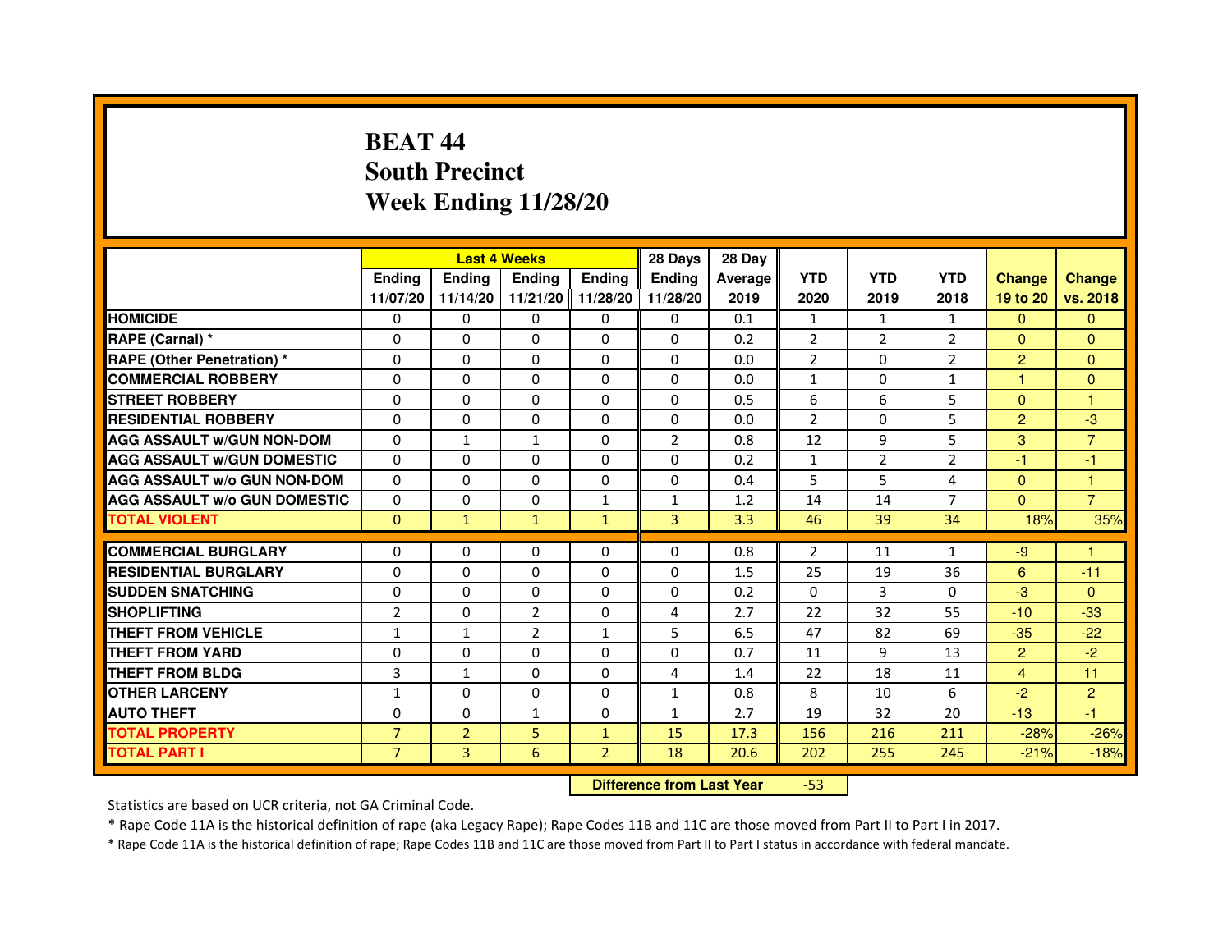# BEAT 44
## South Precinct
## Week Ending 11/28/20

| | Last 4 Weeks | | | | 28 Days | 28 Day | | | | | |
|---|---|---|---|---|---|---|---|---|---|---|---|
| | Ending 11/07/20 | Ending 11/14/20 | Ending 11/21/20 | Ending 11/28/20 | Ending 11/28/20 | Average 2019 | YTD 2020 | YTD 2019 | YTD 2018 | Change 19 to 20 | Change vs. 2018 |
| HOMICIDE | 0 | 0 | 0 | 0 | 0 | 0.1 | 1 | 1 | 1 | 0 | 0 |
| RAPE (Carnal) * | 0 | 0 | 0 | 0 | 0 | 0.2 | 2 | 2 | 2 | 0 | 0 |
| RAPE (Other Penetration) * | 0 | 0 | 0 | 0 | 0 | 0.0 | 2 | 0 | 2 | 2 | 0 |
| COMMERCIAL ROBBERY | 0 | 0 | 0 | 0 | 0 | 0.0 | 1 | 0 | 1 | 1 | 0 |
| STREET ROBBERY | 0 | 0 | 0 | 0 | 0 | 0.5 | 6 | 6 | 5 | 0 | 1 |
| RESIDENTIAL ROBBERY | 0 | 0 | 0 | 0 | 0 | 0.0 | 2 | 0 | 5 | 2 | -3 |
| AGG ASSAULT w/GUN NON-DOM | 0 | 1 | 1 | 0 | 2 | 0.8 | 12 | 9 | 5 | 3 | 7 |
| AGG ASSAULT w/GUN DOMESTIC | 0 | 0 | 0 | 0 | 0 | 0.2 | 1 | 2 | 2 | -1 | -1 |
| AGG ASSAULT w/o GUN NON-DOM | 0 | 0 | 0 | 0 | 0 | 0.4 | 5 | 5 | 4 | 0 | 1 |
| AGG ASSAULT w/o GUN DOMESTIC | 0 | 0 | 0 | 1 | 1 | 1.2 | 14 | 14 | 7 | 0 | 7 |
| TOTAL VIOLENT | 0 | 1 | 1 | 1 | 3 | 3.3 | 46 | 39 | 34 | 18% | 35% |
| COMMERCIAL BURGLARY | 0 | 0 | 0 | 0 | 0 | 0.8 | 2 | 11 | 1 | -9 | 1 |
| RESIDENTIAL BURGLARY | 0 | 0 | 0 | 0 | 0 | 1.5 | 25 | 19 | 36 | 6 | -11 |
| SUDDEN SNATCHING | 0 | 0 | 0 | 0 | 0 | 0.2 | 0 | 3 | 0 | -3 | 0 |
| SHOPLIFTING | 2 | 0 | 2 | 0 | 4 | 2.7 | 22 | 32 | 55 | -10 | -33 |
| THEFT FROM VEHICLE | 1 | 1 | 2 | 1 | 5 | 6.5 | 47 | 82 | 69 | -35 | -22 |
| THEFT FROM YARD | 0 | 0 | 0 | 0 | 0 | 0.7 | 11 | 9 | 13 | 2 | -2 |
| THEFT FROM BLDG | 3 | 1 | 0 | 0 | 4 | 1.4 | 22 | 18 | 11 | 4 | 11 |
| OTHER LARCENY | 1 | 0 | 0 | 0 | 1 | 0.8 | 8 | 10 | 6 | -2 | 2 |
| AUTO THEFT | 0 | 0 | 1 | 0 | 1 | 2.7 | 19 | 32 | 20 | -13 | -1 |
| TOTAL PROPERTY | 7 | 2 | 5 | 1 | 15 | 17.3 | 156 | 216 | 211 | -28% | -26% |
| TOTAL PART I | 7 | 3 | 6 | 2 | 18 | 20.6 | 202 | 255 | 245 | -21% | -18% |

**Difference from Last Year** -53

Statistics are based on UCR criteria, not GA Criminal Code.

* Rape Code 11A is the historical definition of rape (aka Legacy Rape); Rape Codes 11B and 11C are those moved from Part II to Part I in 2017.

* Rape Code 11A is the historical definition of rape; Rape Codes 11B and 11C are those moved from Part II to Part I status in accordance with federal mandate.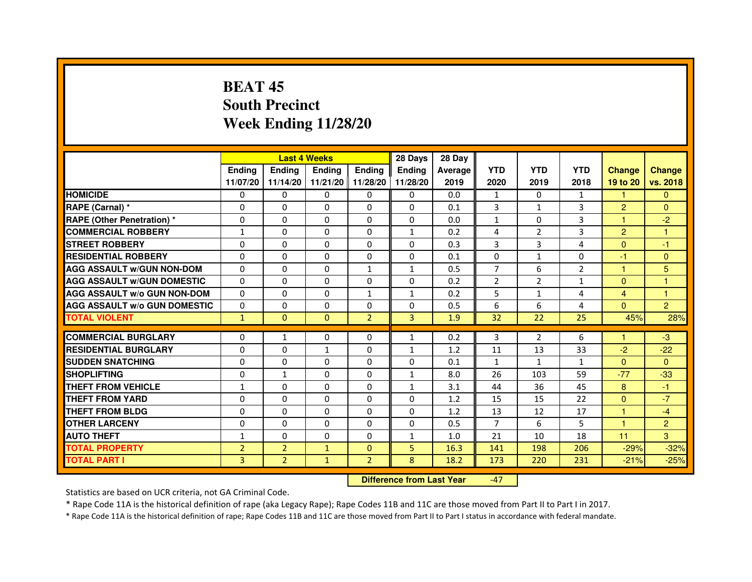# BEAT 45
# South Precinct
# Week Ending 11/28/20

| | Last 4 Weeks | | | | 28 Days | 28 Day | | | | | |
|---|---|---|---|---|---|---|---|---|---|---|---|
| | Ending 11/07/20 | Ending 11/14/20 | Ending 11/21/20 | Ending 11/28/20 | Ending 11/28/20 | Average 2019 | YTD 2020 | YTD 2019 | YTD 2018 | Change 19 to 20 | Change vs. 2018 |
| HOMICIDE | 0 | 0 | 0 | 0 | 0 | 0.0 | 1 | 0 | 1 | 1 | 0 |
| RAPE (Carnal) * | 0 | 0 | 0 | 0 | 0 | 0.1 | 3 | 1 | 3 | 2 | 0 |
| RAPE (Other Penetration) * | 0 | 0 | 0 | 0 | 0 | 0.0 | 1 | 0 | 3 | 1 | -2 |
| COMMERCIAL ROBBERY | 1 | 0 | 0 | 0 | 1 | 0.2 | 4 | 2 | 3 | 2 | 1 |
| STREET ROBBERY | 0 | 0 | 0 | 0 | 0 | 0.3 | 3 | 3 | 4 | 0 | -1 |
| RESIDENTIAL ROBBERY | 0 | 0 | 0 | 0 | 0 | 0.1 | 0 | 1 | 0 | -1 | 0 |
| AGG ASSAULT w/GUN NON-DOM | 0 | 0 | 0 | 1 | 1 | 0.5 | 7 | 6 | 2 | 1 | 5 |
| AGG ASSAULT w/GUN DOMESTIC | 0 | 0 | 0 | 0 | 0 | 0.2 | 2 | 2 | 1 | 0 | 1 |
| AGG ASSAULT w/o GUN NON-DOM | 0 | 0 | 0 | 1 | 1 | 0.2 | 5 | 1 | 4 | 4 | 1 |
| AGG ASSAULT w/o GUN DOMESTIC | 0 | 0 | 0 | 0 | 0 | 0.5 | 6 | 6 | 4 | 0 | 2 |
| TOTAL VIOLENT | 1 | 0 | 0 | 2 | 3 | 1.9 | 32 | 22 | 25 | 45% | 28% |
| COMMERCIAL BURGLARY | 0 | 1 | 0 | 0 | 1 | 0.2 | 3 | 2 | 6 | 1 | -3 |
| RESIDENTIAL BURGLARY | 0 | 0 | 1 | 0 | 1 | 1.2 | 11 | 13 | 33 | -2 | -22 |
| SUDDEN SNATCHING | 0 | 0 | 0 | 0 | 0 | 0.1 | 1 | 1 | 1 | 0 | 0 |
| SHOPLIFTING | 0 | 1 | 0 | 0 | 1 | 8.0 | 26 | 103 | 59 | -77 | -33 |
| THEFT FROM VEHICLE | 1 | 0 | 0 | 0 | 1 | 3.1 | 44 | 36 | 45 | 8 | -1 |
| THEFT FROM YARD | 0 | 0 | 0 | 0 | 0 | 1.2 | 15 | 15 | 22 | 0 | -7 |
| THEFT FROM BLDG | 0 | 0 | 0 | 0 | 0 | 1.2 | 13 | 12 | 17 | 1 | -4 |
| OTHER LARCENY | 0 | 0 | 0 | 0 | 0 | 0.5 | 7 | 6 | 5 | 1 | 2 |
| AUTO THEFT | 1 | 0 | 0 | 0 | 1 | 1.0 | 21 | 10 | 18 | 11 | 3 |
| TOTAL PROPERTY | 2 | 2 | 1 | 0 | 5 | 16.3 | 141 | 198 | 206 | -29% | -32% |
| TOTAL PART I | 3 | 2 | 1 | 2 | 8 | 18.2 | 173 | 220 | 231 | -21% | -25% |

**Difference from Last Year** -47

Statistics are based on UCR criteria, not GA Criminal Code.

* Rape Code 11A is the historical definition of rape (aka Legacy Rape); Rape Codes 11B and 11C are those moved from Part II to Part I in 2017.

* Rape Code 11A is the historical definition of rape; Rape Codes 11B and 11C are those moved from Part II to Part I status in accordance with federal mandate.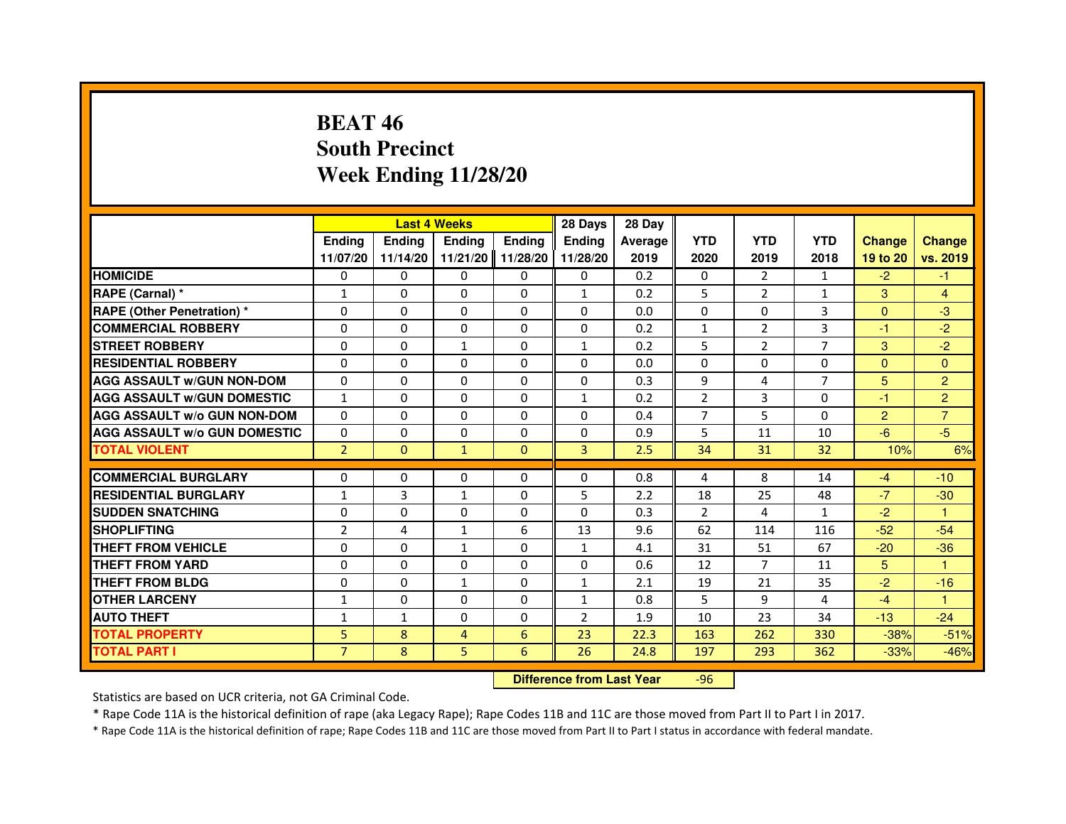# BEAT 46
# South Precinct
# Week Ending 11/28/20

| | Last 4 Weeks | | | | 28 Days | 28 Day | | | | | |
|---|---|---|---|---|---|---|---|---|---|---|---|
| | Ending 11/07/20 | Ending 11/14/20 | Ending 11/21/20 | Ending 11/28/20 | Ending 11/28/20 | Average 2019 | YTD 2020 | YTD 2019 | YTD 2018 | Change 19 to 20 | Change vs. 2019 |
| HOMICIDE | 0 | 0 | 0 | 0 | 0 | 0.2 | 0 | 2 | 1 | -2 | -1 |
| RAPE (Carnal) * | 1 | 0 | 0 | 0 | 1 | 0.2 | 5 | 2 | 1 | 3 | 4 |
| RAPE (Other Penetration) * | 0 | 0 | 0 | 0 | 0 | 0.0 | 0 | 0 | 3 | 0 | -3 |
| COMMERCIAL ROBBERY | 0 | 0 | 0 | 0 | 0 | 0.2 | 1 | 2 | 3 | -1 | -2 |
| STREET ROBBERY | 0 | 0 | 1 | 0 | 1 | 0.2 | 5 | 2 | 7 | 3 | -2 |
| RESIDENTIAL ROBBERY | 0 | 0 | 0 | 0 | 0 | 0.0 | 0 | 0 | 0 | 0 | 0 |
| AGG ASSAULT w/GUN NON-DOM | 0 | 0 | 0 | 0 | 0 | 0.3 | 9 | 4 | 7 | 5 | 2 |
| AGG ASSAULT w/GUN DOMESTIC | 1 | 0 | 0 | 0 | 1 | 0.2 | 2 | 3 | 0 | -1 | 2 |
| AGG ASSAULT w/o GUN NON-DOM | 0 | 0 | 0 | 0 | 0 | 0.4 | 7 | 5 | 0 | 2 | 7 |
| AGG ASSAULT w/o GUN DOMESTIC | 0 | 0 | 0 | 0 | 0 | 0.9 | 5 | 11 | 10 | -6 | -5 |
| TOTAL VIOLENT | 2 | 0 | 1 | 0 | 3 | 2.5 | 34 | 31 | 32 | 10% | 6% |
| COMMERCIAL BURGLARY | 0 | 0 | 0 | 0 | 0 | 0.8 | 4 | 8 | 14 | -4 | -10 |
| RESIDENTIAL BURGLARY | 1 | 3 | 1 | 0 | 5 | 2.2 | 18 | 25 | 48 | -7 | -30 |
| SUDDEN SNATCHING | 0 | 0 | 0 | 0 | 0 | 0.3 | 2 | 4 | 1 | -2 | 1 |
| SHOPLIFTING | 2 | 4 | 1 | 6 | 13 | 9.6 | 62 | 114 | 116 | -52 | -54 |
| THEFT FROM VEHICLE | 0 | 0 | 1 | 0 | 1 | 4.1 | 31 | 51 | 67 | -20 | -36 |
| THEFT FROM YARD | 0 | 0 | 0 | 0 | 0 | 0.6 | 12 | 7 | 11 | 5 | 1 |
| THEFT FROM BLDG | 0 | 0 | 1 | 0 | 1 | 2.1 | 19 | 21 | 35 | -2 | -16 |
| OTHER LARCENY | 1 | 0 | 0 | 0 | 1 | 0.8 | 5 | 9 | 4 | -4 | 1 |
| AUTO THEFT | 1 | 1 | 0 | 0 | 2 | 1.9 | 10 | 23 | 34 | -13 | -24 |
| TOTAL PROPERTY | 5 | 8 | 4 | 6 | 23 | 22.3 | 163 | 262 | 330 | -38% | -51% |
| TOTAL PART I | 7 | 8 | 5 | 6 | 26 | 24.8 | 197 | 293 | 362 | -33% | -46% |

**Difference from Last Year** -96

Statistics are based on UCR criteria, not GA Criminal Code.

* Rape Code 11A is the historical definition of rape (aka Legacy Rape); Rape Codes 11B and 11C are those moved from Part II to Part I in 2017.

* Rape Code 11A is the historical definition of rape; Rape Codes 11B and 11C are those moved from Part II to Part I status in accordance with federal mandate.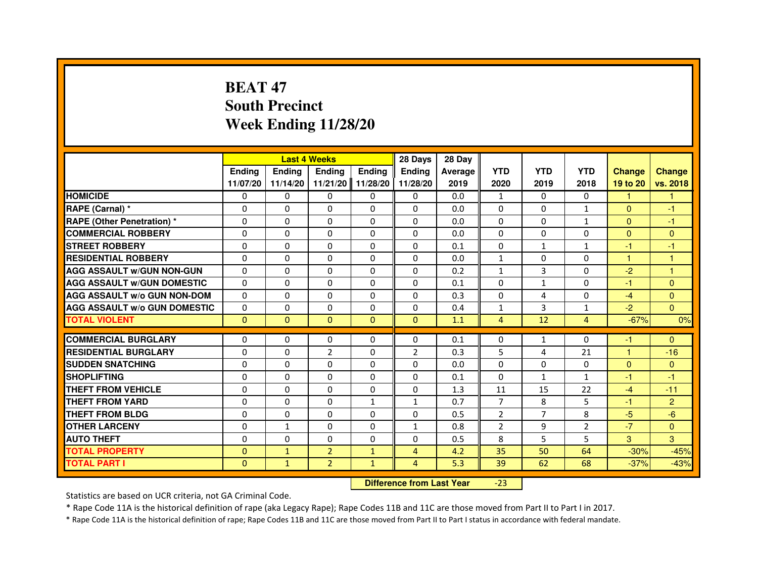# BEAT 47
# South Precinct
# Week Ending 11/28/20

| | Last 4 Weeks | | | | 28 Days | 28 Day | | | | | |
|---|---|---|---|---|---|---|---|---|---|---|---|
| | Ending 11/07/20 | Ending 11/14/20 | Ending 11/21/20 | Ending 11/28/20 | Ending 11/28/20 | Average 2019 | YTD 2020 | YTD 2019 | YTD 2018 | Change 19 to 20 | Change vs. 2018 |
| HOMICIDE | 0 | 0 | 0 | 0 | 0 | 0.0 | 1 | 0 | 0 | 1 | 1 |
| RAPE (Carnal) * | 0 | 0 | 0 | 0 | 0 | 0.0 | 0 | 0 | 1 | 0 | -1 |
| RAPE (Other Penetration) * | 0 | 0 | 0 | 0 | 0 | 0.0 | 0 | 0 | 1 | 0 | -1 |
| COMMERCIAL ROBBERY | 0 | 0 | 0 | 0 | 0 | 0.0 | 0 | 0 | 0 | 0 | 0 |
| STREET ROBBERY | 0 | 0 | 0 | 0 | 0 | 0.1 | 0 | 1 | 1 | -1 | -1 |
| RESIDENTIAL ROBBERY | 0 | 0 | 0 | 0 | 0 | 0.0 | 1 | 0 | 0 | 1 | 1 |
| AGG ASSAULT w/GUN NON-GUN | 0 | 0 | 0 | 0 | 0 | 0.2 | 1 | 3 | 0 | -2 | 1 |
| AGG ASSAULT w/GUN DOMESTIC | 0 | 0 | 0 | 0 | 0 | 0.1 | 0 | 1 | 0 | -1 | 0 |
| AGG ASSAULT w/o GUN NON-DOM | 0 | 0 | 0 | 0 | 0 | 0.3 | 0 | 4 | 0 | -4 | 0 |
| AGG ASSAULT w/o GUN DOMESTIC | 0 | 0 | 0 | 0 | 0 | 0.4 | 1 | 3 | 1 | -2 | 0 |
| TOTAL VIOLENT | 0 | 0 | 0 | 0 | 0 | 1.1 | 4 | 12 | 4 | -67% | 0% |
| COMMERCIAL BURGLARY | 0 | 0 | 0 | 0 | 0 | 0.1 | 0 | 1 | 0 | -1 | 0 |
| RESIDENTIAL BURGLARY | 0 | 0 | 2 | 0 | 2 | 0.3 | 5 | 4 | 21 | 1 | -16 |
| SUDDEN SNATCHING | 0 | 0 | 0 | 0 | 0 | 0.0 | 0 | 0 | 0 | 0 | 0 |
| SHOPLIFTING | 0 | 0 | 0 | 0 | 0 | 0.1 | 0 | 1 | 1 | -1 | -1 |
| THEFT FROM VEHICLE | 0 | 0 | 0 | 0 | 0 | 1.3 | 11 | 15 | 22 | -4 | -11 |
| THEFT FROM YARD | 0 | 0 | 0 | 1 | 1 | 0.7 | 7 | 8 | 5 | -1 | 2 |
| THEFT FROM BLDG | 0 | 0 | 0 | 0 | 0 | 0.5 | 2 | 7 | 8 | -5 | -6 |
| OTHER LARCENY | 0 | 1 | 0 | 0 | 1 | 0.8 | 2 | 9 | 2 | -7 | 0 |
| AUTO THEFT | 0 | 0 | 0 | 0 | 0 | 0.5 | 8 | 5 | 5 | 3 | 3 |
| TOTAL PROPERTY | 0 | 1 | 2 | 1 | 4 | 4.2 | 35 | 50 | 64 | -30% | -45% |
| TOTAL PART I | 0 | 1 | 2 | 1 | 4 | 5.3 | 39 | 62 | 68 | -37% | -43% |

| Difference from Last Year | -23 |
|---|---|

Statistics are based on UCR criteria, not GA Criminal Code.

* Rape Code 11A is the historical definition of rape (aka Legacy Rape); Rape Codes 11B and 11C are those moved from Part II to Part I in 2017.

* Rape Code 11A is the historical definition of rape; Rape Codes 11B and 11C are those moved from Part II to Part I status in accordance with federal mandate.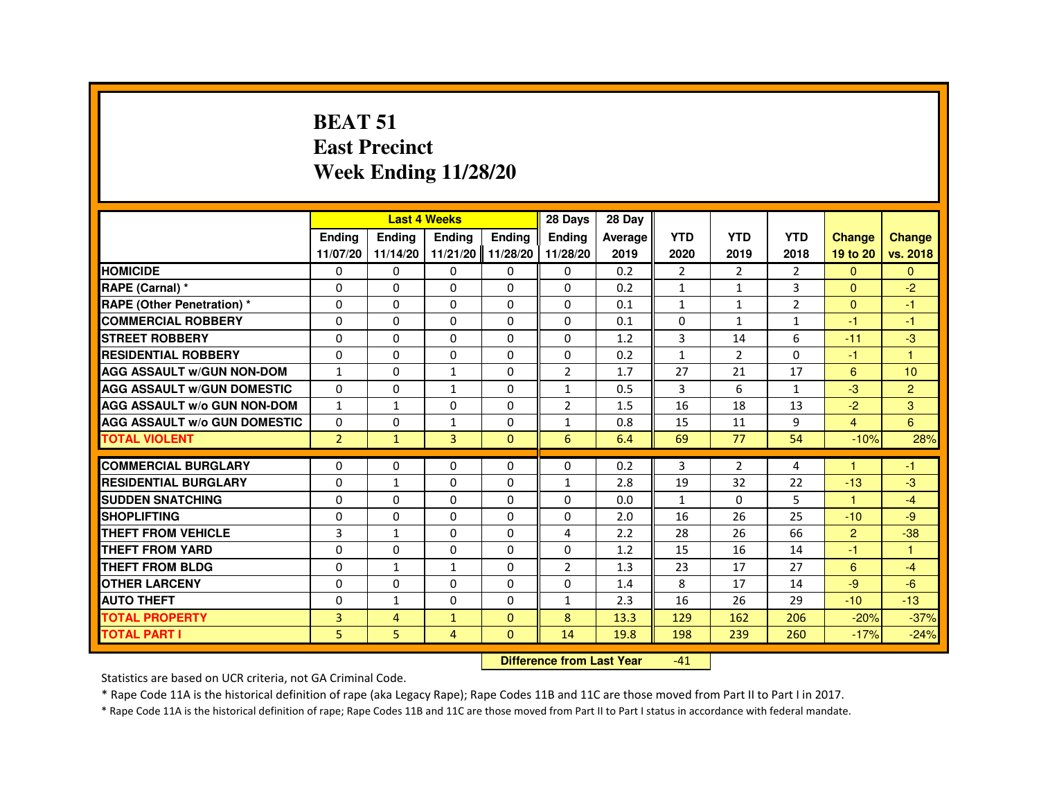# BEAT 51
## East Precinct
## Week Ending 11/28/20

| | Last 4 Weeks | | | | 28 Days | 28 Day | | | | | |
|---|---|---|---|---|---|---|---|---|---|---|---|
| | Ending 11/07/20 | Ending 11/14/20 | Ending 11/21/20 | Ending 11/28/20 | Ending 11/28/20 | Average 2019 | YTD 2020 | YTD 2019 | YTD 2018 | Change 19 to 20 | Change vs. 2018 |
| **HOMICIDE** | 0 | 0 | 0 | 0 | 0 | 0.2 | 2 | 2 | 2 | 0 | 0 |
| **RAPE (Carnal) *** | 0 | 0 | 0 | 0 | 0 | 0.2 | 1 | 1 | 3 | 0 | -2 |
| **RAPE (Other Penetration) *** | 0 | 0 | 0 | 0 | 0 | 0.1 | 1 | 1 | 2 | 0 | -1 |
| **COMMERCIAL ROBBERY** | 0 | 0 | 0 | 0 | 0 | 0.1 | 0 | 1 | 1 | -1 | -1 |
| **STREET ROBBERY** | 0 | 0 | 0 | 0 | 0 | 1.2 | 3 | 14 | 6 | -11 | -3 |
| **RESIDENTIAL ROBBERY** | 0 | 0 | 0 | 0 | 0 | 0.2 | 1 | 2 | 0 | -1 | 1 |
| **AGG ASSAULT w/GUN NON-DOM** | 1 | 0 | 1 | 0 | 2 | 1.7 | 27 | 21 | 17 | 6 | 10 |
| **AGG ASSAULT w/GUN DOMESTIC** | 0 | 0 | 1 | 0 | 1 | 0.5 | 3 | 6 | 1 | -3 | 2 |
| **AGG ASSAULT w/o GUN NON-DOM** | 1 | 1 | 0 | 0 | 2 | 1.5 | 16 | 18 | 13 | -2 | 3 |
| **AGG ASSAULT w/o GUN DOMESTIC** | 0 | 0 | 1 | 0 | 1 | 0.8 | 15 | 11 | 9 | 4 | 6 |
| **TOTAL VIOLENT** | 2 | 1 | 3 | 0 | 6 | 6.4 | 69 | 77 | 54 | -10% | 28% |
| **COMMERCIAL BURGLARY** | 0 | 0 | 0 | 0 | 0 | 0.2 | 3 | 2 | 4 | 1 | -1 |
| **RESIDENTIAL BURGLARY** | 0 | 1 | 0 | 0 | 1 | 2.8 | 19 | 32 | 22 | -13 | -3 |
| **SUDDEN SNATCHING** | 0 | 0 | 0 | 0 | 0 | 0.0 | 1 | 0 | 5 | 1 | -4 |
| **SHOPLIFTING** | 0 | 0 | 0 | 0 | 0 | 2.0 | 16 | 26 | 25 | -10 | -9 |
| **THEFT FROM VEHICLE** | 3 | 1 | 0 | 0 | 4 | 2.2 | 28 | 26 | 66 | 2 | -38 |
| **THEFT FROM YARD** | 0 | 0 | 0 | 0 | 0 | 1.2 | 15 | 16 | 14 | -1 | 1 |
| **THEFT FROM BLDG** | 0 | 1 | 1 | 0 | 2 | 1.3 | 23 | 17 | 27 | 6 | -4 |
| **OTHER LARCENY** | 0 | 0 | 0 | 0 | 0 | 1.4 | 8 | 17 | 14 | -9 | -6 |
| **AUTO THEFT** | 0 | 1 | 0 | 0 | 1 | 2.3 | 16 | 26 | 29 | -10 | -13 |
| **TOTAL PROPERTY** | 3 | 4 | 1 | 0 | 8 | 13.3 | 129 | 162 | 206 | -20% | -37% |
| **TOTAL PART I** | 5 | 5 | 4 | 0 | 14 | 19.8 | 198 | 239 | 260 | -17% | -24% |

**Difference from Last Year** -41

Statistics are based on UCR criteria, not GA Criminal Code.

* Rape Code 11A is the historical definition of rape (aka Legacy Rape); Rape Codes 11B and 11C are those moved from Part II to Part I in 2017.

* Rape Code 11A is the historical definition of rape; Rape Codes 11B and 11C are those moved from Part II to Part I status in accordance with federal mandate.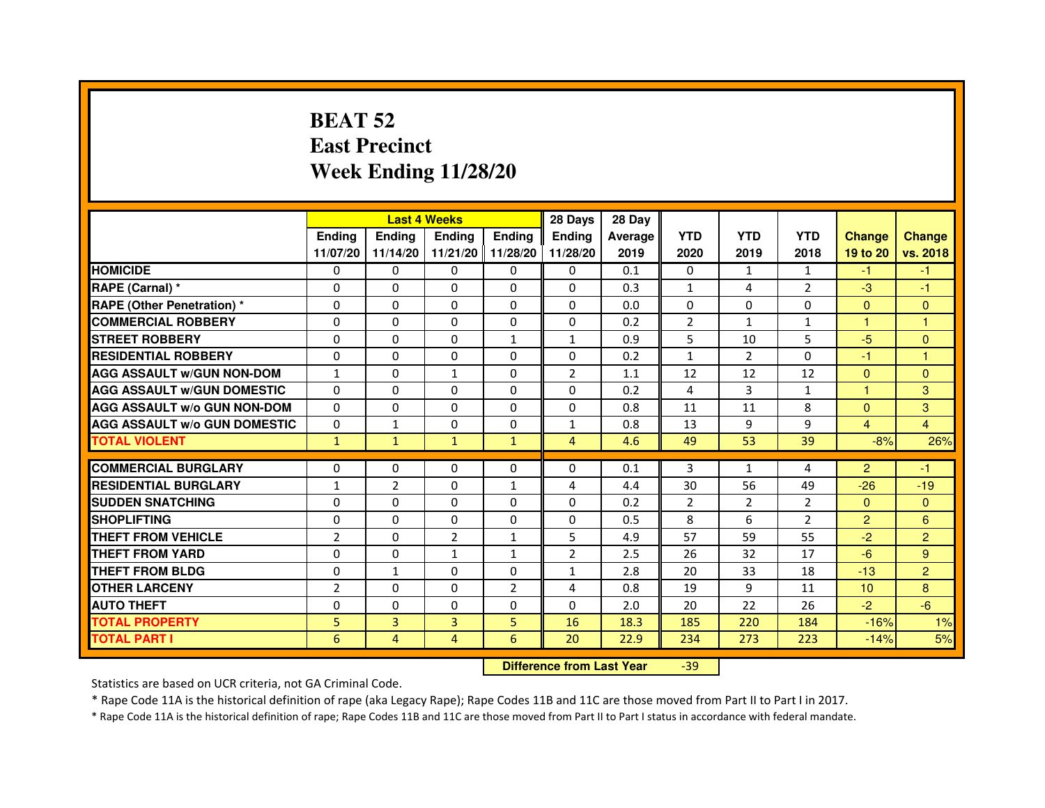# BEAT 52
# East Precinct
# Week Ending 11/28/20

| | Last 4 Weeks | | | | 28 Days | 28 Day | | | | | |
|---|---|---|---|---|---|---|---|---|---|---|---|
| | Ending 11/07/20 | Ending 11/14/20 | Ending 11/21/20 | Ending 11/28/20 | Ending 11/28/20 | Average 2019 | YTD 2020 | YTD 2019 | YTD 2018 | Change 19 to 20 | Change vs. 2018 |
| HOMICIDE | 0 | 0 | 0 | 0 | 0 | 0.1 | 0 | 1 | 1 | -1 | -1 |
| RAPE (Carnal) * | 0 | 0 | 0 | 0 | 0 | 0.3 | 1 | 4 | 2 | -3 | -1 |
| RAPE (Other Penetration) * | 0 | 0 | 0 | 0 | 0 | 0.0 | 0 | 0 | 0 | 0 | 0 |
| COMMERCIAL ROBBERY | 0 | 0 | 0 | 0 | 0 | 0.2 | 2 | 1 | 1 | 1 | 1 |
| STREET ROBBERY | 0 | 0 | 0 | 1 | 1 | 0.9 | 5 | 10 | 5 | -5 | 0 |
| RESIDENTIAL ROBBERY | 0 | 0 | 0 | 0 | 0 | 0.2 | 1 | 2 | 0 | -1 | 1 |
| AGG ASSAULT w/GUN NON-DOM | 1 | 0 | 1 | 0 | 2 | 1.1 | 12 | 12 | 12 | 0 | 0 |
| AGG ASSAULT w/GUN DOMESTIC | 0 | 0 | 0 | 0 | 0 | 0.2 | 4 | 3 | 1 | 1 | 3 |
| AGG ASSAULT w/o GUN NON-DOM | 0 | 0 | 0 | 0 | 0 | 0.8 | 11 | 11 | 8 | 0 | 3 |
| AGG ASSAULT w/o GUN DOMESTIC | 0 | 1 | 0 | 0 | 1 | 0.8 | 13 | 9 | 9 | 4 | 4 |
| TOTAL VIOLENT | 1 | 1 | 1 | 1 | 4 | 4.6 | 49 | 53 | 39 | -8% | 26% |
| COMMERCIAL BURGLARY | 0 | 0 | 0 | 0 | 0 | 0.1 | 3 | 1 | 4 | 2 | -1 |
| RESIDENTIAL BURGLARY | 1 | 2 | 0 | 1 | 4 | 4.4 | 30 | 56 | 49 | -26 | -19 |
| SUDDEN SNATCHING | 0 | 0 | 0 | 0 | 0 | 0.2 | 2 | 2 | 2 | 0 | 0 |
| SHOPLIFTING | 0 | 0 | 0 | 0 | 0 | 0.5 | 8 | 6 | 2 | 2 | 6 |
| THEFT FROM VEHICLE | 2 | 0 | 2 | 1 | 5 | 4.9 | 57 | 59 | 55 | -2 | 2 |
| THEFT FROM YARD | 0 | 0 | 1 | 1 | 2 | 2.5 | 26 | 32 | 17 | -6 | 9 |
| THEFT FROM BLDG | 0 | 1 | 0 | 0 | 1 | 2.8 | 20 | 33 | 18 | -13 | 2 |
| OTHER LARCENY | 2 | 0 | 0 | 2 | 4 | 0.8 | 19 | 9 | 11 | 10 | 8 |
| AUTO THEFT | 0 | 0 | 0 | 0 | 0 | 2.0 | 20 | 22 | 26 | -2 | -6 |
| TOTAL PROPERTY | 5 | 3 | 3 | 5 | 16 | 18.3 | 185 | 220 | 184 | -16% | 1% |
| TOTAL PART I | 6 | 4 | 4 | 6 | 20 | 22.9 | 234 | 273 | 223 | -14% | 5% |

| Difference from Last Year | -39 |
|---|---|

Statistics are based on UCR criteria, not GA Criminal Code.

* Rape Code 11A is the historical definition of rape (aka Legacy Rape); Rape Codes 11B and 11C are those moved from Part II to Part I in 2017.

* Rape Code 11A is the historical definition of rape; Rape Codes 11B and 11C are those moved from Part II to Part I status in accordance with federal mandate.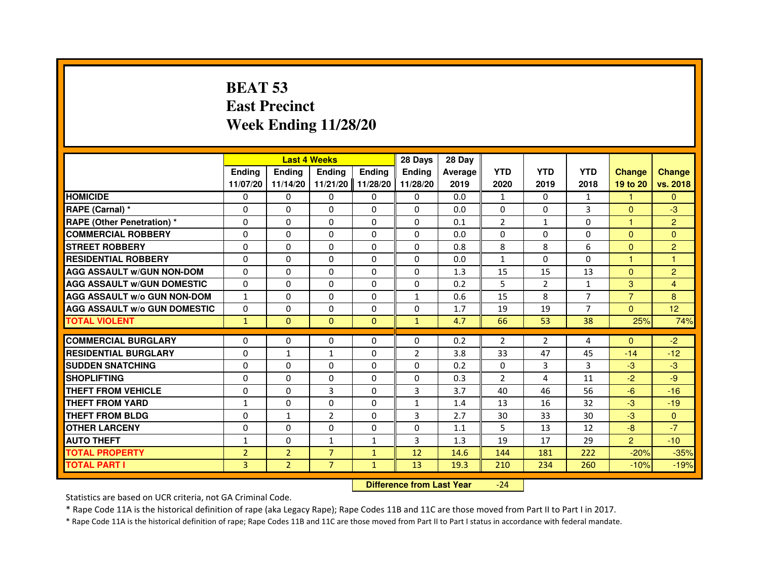# BEAT 53
# East Precinct
# Week Ending 11/28/20

| | Last 4 Weeks | | | | 28 Days | 28 Day | | | | | |
|---|---|---|---|---|---|---|---|---|---|---|---|
| | Ending 11/07/20 | Ending 11/14/20 | Ending 11/21/20 | Ending 11/28/20 | Ending 11/28/20 | Average 2019 | YTD 2020 | YTD 2019 | YTD 2018 | Change 19 to 20 | Change vs. 2018 |
| HOMICIDE | 0 | 0 | 0 | 0 | 0 | 0.0 | 1 | 0 | 1 | 1 | 0 |
| RAPE (Carnal) * | 0 | 0 | 0 | 0 | 0 | 0.0 | 0 | 0 | 3 | 0 | -3 |
| RAPE (Other Penetration) * | 0 | 0 | 0 | 0 | 0 | 0.1 | 2 | 1 | 0 | 1 | 2 |
| COMMERCIAL ROBBERY | 0 | 0 | 0 | 0 | 0 | 0.0 | 0 | 0 | 0 | 0 | 0 |
| STREET ROBBERY | 0 | 0 | 0 | 0 | 0 | 0.8 | 8 | 8 | 6 | 0 | 2 |
| RESIDENTIAL ROBBERY | 0 | 0 | 0 | 0 | 0 | 0.0 | 1 | 0 | 0 | 1 | 1 |
| AGG ASSAULT w/GUN NON-DOM | 0 | 0 | 0 | 0 | 0 | 1.3 | 15 | 15 | 13 | 0 | 2 |
| AGG ASSAULT w/GUN DOMESTIC | 0 | 0 | 0 | 0 | 0 | 0.2 | 5 | 2 | 1 | 3 | 4 |
| AGG ASSAULT w/o GUN NON-DOM | 1 | 0 | 0 | 0 | 1 | 0.6 | 15 | 8 | 7 | 7 | 8 |
| AGG ASSAULT w/o GUN DOMESTIC | 0 | 0 | 0 | 0 | 0 | 1.7 | 19 | 19 | 7 | 0 | 12 |
| TOTAL VIOLENT | 1 | 0 | 0 | 0 | 1 | 4.7 | 66 | 53 | 38 | 25% | 74% |
| COMMERCIAL BURGLARY | 0 | 0 | 0 | 0 | 0 | 0.2 | 2 | 2 | 4 | 0 | -2 |
| RESIDENTIAL BURGLARY | 0 | 1 | 1 | 0 | 2 | 3.8 | 33 | 47 | 45 | -14 | -12 |
| SUDDEN SNATCHING | 0 | 0 | 0 | 0 | 0 | 0.2 | 0 | 3 | 3 | -3 | -3 |
| SHOPLIFTING | 0 | 0 | 0 | 0 | 0 | 0.3 | 2 | 4 | 11 | -2 | -9 |
| THEFT FROM VEHICLE | 0 | 0 | 3 | 0 | 3 | 3.7 | 40 | 46 | 56 | -6 | -16 |
| THEFT FROM YARD | 1 | 0 | 0 | 0 | 1 | 1.4 | 13 | 16 | 32 | -3 | -19 |
| THEFT FROM BLDG | 0 | 1 | 2 | 0 | 3 | 2.7 | 30 | 33 | 30 | -3 | 0 |
| OTHER LARCENY | 0 | 0 | 0 | 0 | 0 | 1.1 | 5 | 13 | 12 | -8 | -7 |
| AUTO THEFT | 1 | 0 | 1 | 1 | 3 | 1.3 | 19 | 17 | 29 | 2 | -10 |
| TOTAL PROPERTY | 2 | 2 | 7 | 1 | 12 | 14.6 | 144 | 181 | 222 | -20% | -35% |
| TOTAL PART I | 3 | 2 | 7 | 1 | 13 | 19.3 | 210 | 234 | 260 | -10% | -19% |

**Difference from Last Year** -24

Statistics are based on UCR criteria, not GA Criminal Code.

* Rape Code 11A is the historical definition of rape (aka Legacy Rape); Rape Codes 11B and 11C are those moved from Part II to Part I in 2017.

* Rape Code 11A is the historical definition of rape; Rape Codes 11B and 11C are those moved from Part II to Part I status in accordance with federal mandate.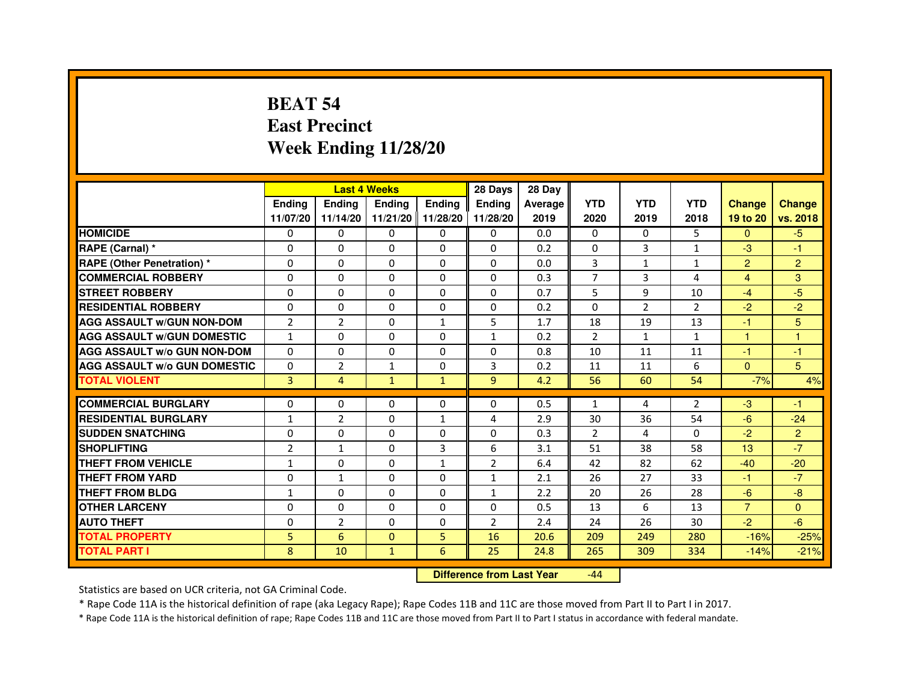# BEAT 54
## East Precinct
## Week Ending 11/28/20

| | Last 4 Weeks | | | | 28 Days | 28 Day | | | | | |
|---|---|---|---|---|---|---|---|---|---|---|---|
| | Ending 11/07/20 | Ending 11/14/20 | Ending 11/21/20 | Ending 11/28/20 | Ending 11/28/20 | Average 2019 | YTD 2020 | YTD 2019 | YTD 2018 | Change 19 to 20 | Change vs. 2018 |
| HOMICIDE | 0 | 0 | 0 | 0 | 0 | 0.0 | 0 | 0 | 5 | 0 | -5 |
| RAPE (Carnal) * | 0 | 0 | 0 | 0 | 0 | 0.2 | 0 | 3 | 1 | -3 | -1 |
| RAPE (Other Penetration) * | 0 | 0 | 0 | 0 | 0 | 0.0 | 3 | 1 | 1 | 2 | 2 |
| COMMERCIAL ROBBERY | 0 | 0 | 0 | 0 | 0 | 0.3 | 7 | 3 | 4 | 4 | 3 |
| STREET ROBBERY | 0 | 0 | 0 | 0 | 0 | 0.7 | 5 | 9 | 10 | -4 | -5 |
| RESIDENTIAL ROBBERY | 0 | 0 | 0 | 0 | 0 | 0.2 | 0 | 2 | 2 | -2 | -2 |
| AGG ASSAULT w/GUN NON-DOM | 2 | 2 | 0 | 1 | 5 | 1.7 | 18 | 19 | 13 | -1 | 5 |
| AGG ASSAULT w/GUN DOMESTIC | 1 | 0 | 0 | 0 | 1 | 0.2 | 2 | 1 | 1 | 1 | 1 |
| AGG ASSAULT w/o GUN NON-DOM | 0 | 0 | 0 | 0 | 0 | 0.8 | 10 | 11 | 11 | -1 | -1 |
| AGG ASSAULT w/o GUN DOMESTIC | 0 | 2 | 1 | 0 | 3 | 0.2 | 11 | 11 | 6 | 0 | 5 |
| TOTAL VIOLENT | 3 | 4 | 1 | 1 | 9 | 4.2 | 56 | 60 | 54 | -7% | 4% |
| COMMERCIAL BURGLARY | 0 | 0 | 0 | 0 | 0 | 0.5 | 1 | 4 | 2 | -3 | -1 |
| RESIDENTIAL BURGLARY | 1 | 2 | 0 | 1 | 4 | 2.9 | 30 | 36 | 54 | -6 | -24 |
| SUDDEN SNATCHING | 0 | 0 | 0 | 0 | 0 | 0.3 | 2 | 4 | 0 | -2 | 2 |
| SHOPLIFTING | 2 | 1 | 0 | 3 | 6 | 3.1 | 51 | 38 | 58 | 13 | -7 |
| THEFT FROM VEHICLE | 1 | 0 | 0 | 1 | 2 | 6.4 | 42 | 82 | 62 | -40 | -20 |
| THEFT FROM YARD | 0 | 1 | 0 | 0 | 1 | 2.1 | 26 | 27 | 33 | -1 | -7 |
| THEFT FROM BLDG | 1 | 0 | 0 | 0 | 1 | 2.2 | 20 | 26 | 28 | -6 | -8 |
| OTHER LARCENY | 0 | 0 | 0 | 0 | 0 | 0.5 | 13 | 6 | 13 | 7 | 0 |
| AUTO THEFT | 0 | 2 | 0 | 0 | 2 | 2.4 | 24 | 26 | 30 | -2 | -6 |
| TOTAL PROPERTY | 5 | 6 | 0 | 5 | 16 | 20.6 | 209 | 249 | 280 | -16% | -25% |
| TOTAL PART I | 8 | 10 | 1 | 6 | 25 | 24.8 | 265 | 309 | 334 | -14% | -21% |

**Difference from Last Year** -44

Statistics are based on UCR criteria, not GA Criminal Code.

* Rape Code 11A is the historical definition of rape (aka Legacy Rape); Rape Codes 11B and 11C are those moved from Part II to Part I in 2017.

* Rape Code 11A is the historical definition of rape; Rape Codes 11B and 11C are those moved from Part II to Part I status in accordance with federal mandate.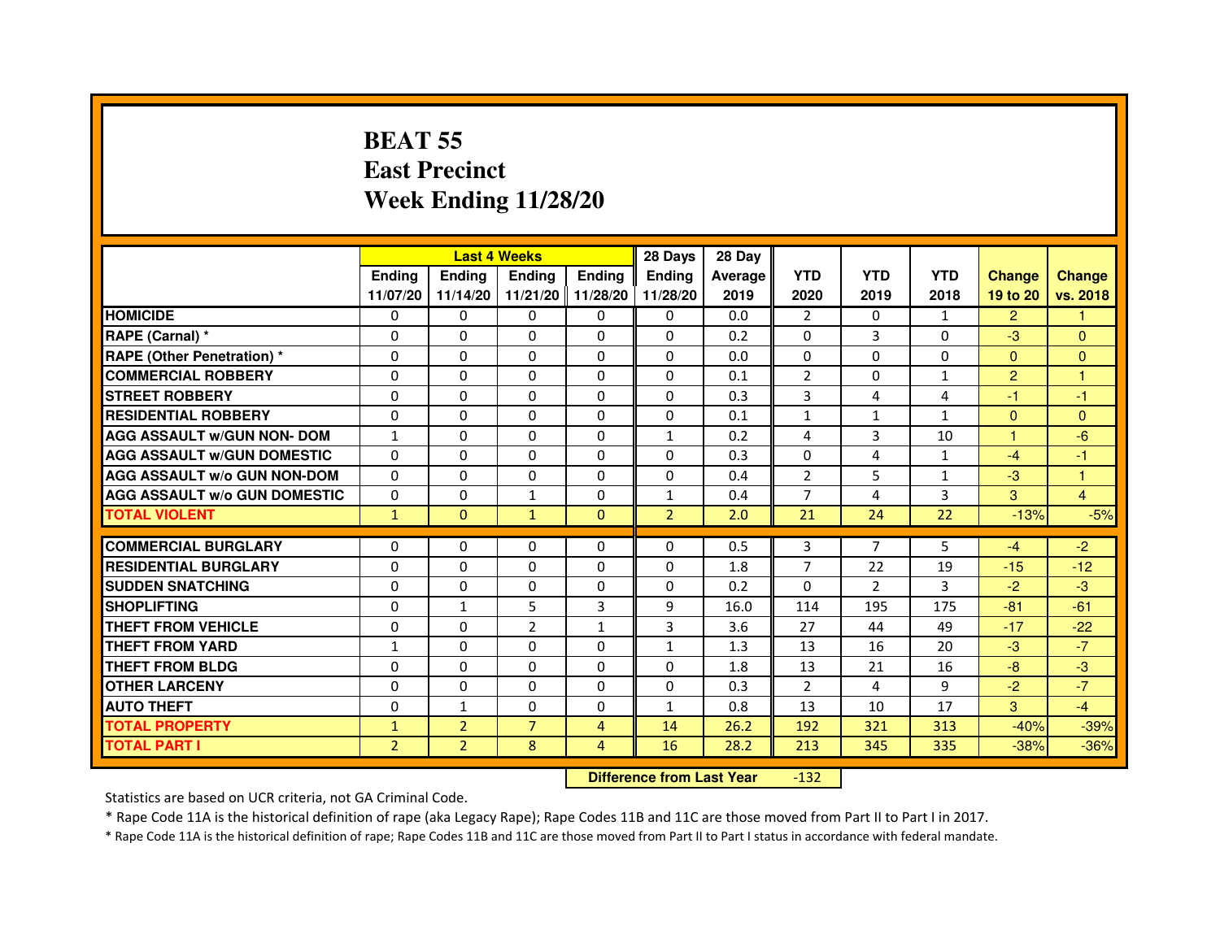# BEAT 55
# East Precinct
# Week Ending 11/28/20

| | Last 4 Weeks | | | | 28 Days | 28 Day | | | | | |
|---|---|---|---|---|---|---|---|---|---|---|---|
| | Ending 11/07/20 | Ending 11/14/20 | Ending 11/21/20 | Ending 11/28/20 | Ending 11/28/20 | Average 2019 | YTD 2020 | YTD 2019 | YTD 2018 | Change 19 to 20 | Change vs. 2018 |
| HOMICIDE | 0 | 0 | 0 | 0 | 0 | 0.0 | 2 | 0 | 1 | 2 | 1 |
| RAPE (Carnal) * | 0 | 0 | 0 | 0 | 0 | 0.2 | 0 | 3 | 0 | -3 | 0 |
| RAPE (Other Penetration) * | 0 | 0 | 0 | 0 | 0 | 0.0 | 0 | 0 | 0 | 0 | 0 |
| COMMERCIAL ROBBERY | 0 | 0 | 0 | 0 | 0 | 0.1 | 2 | 0 | 1 | 2 | 1 |
| STREET ROBBERY | 0 | 0 | 0 | 0 | 0 | 0.3 | 3 | 4 | 4 | -1 | -1 |
| RESIDENTIAL ROBBERY | 0 | 0 | 0 | 0 | 0 | 0.1 | 1 | 1 | 1 | 0 | 0 |
| AGG ASSAULT w/GUN NON- DOM | 1 | 0 | 0 | 0 | 1 | 0.2 | 4 | 3 | 10 | 1 | -6 |
| AGG ASSAULT w/GUN DOMESTIC | 0 | 0 | 0 | 0 | 0 | 0.3 | 0 | 4 | 1 | -4 | -1 |
| AGG ASSAULT w/o GUN NON-DOM | 0 | 0 | 0 | 0 | 0 | 0.4 | 2 | 5 | 1 | -3 | 1 |
| AGG ASSAULT w/o GUN DOMESTIC | 0 | 0 | 1 | 0 | 1 | 0.4 | 7 | 4 | 3 | 3 | 4 |
| TOTAL VIOLENT | 1 | 0 | 1 | 0 | 2 | 2.0 | 21 | 24 | 22 | -13% | -5% |
| COMMERCIAL BURGLARY | 0 | 0 | 0 | 0 | 0 | 0.5 | 3 | 7 | 5 | -4 | -2 |
| RESIDENTIAL BURGLARY | 0 | 0 | 0 | 0 | 0 | 1.8 | 7 | 22 | 19 | -15 | -12 |
| SUDDEN SNATCHING | 0 | 0 | 0 | 0 | 0 | 0.2 | 0 | 2 | 3 | -2 | -3 |
| SHOPLIFTING | 0 | 1 | 5 | 3 | 9 | 16.0 | 114 | 195 | 175 | -81 | -61 |
| THEFT FROM VEHICLE | 0 | 0 | 2 | 1 | 3 | 3.6 | 27 | 44 | 49 | -17 | -22 |
| THEFT FROM YARD | 1 | 0 | 0 | 0 | 1 | 1.3 | 13 | 16 | 20 | -3 | -7 |
| THEFT FROM BLDG | 0 | 0 | 0 | 0 | 0 | 1.8 | 13 | 21 | 16 | -8 | -3 |
| OTHER LARCENY | 0 | 0 | 0 | 0 | 0 | 0.3 | 2 | 4 | 9 | -2 | -7 |
| AUTO THEFT | 0 | 1 | 0 | 0 | 1 | 0.8 | 13 | 10 | 17 | 3 | -4 |
| TOTAL PROPERTY | 1 | 2 | 7 | 4 | 14 | 26.2 | 192 | 321 | 313 | -40% | -39% |
| TOTAL PART I | 2 | 2 | 8 | 4 | 16 | 28.2 | 213 | 345 | 335 | -38% | -36% |

**Difference from Last Year** -132

Statistics are based on UCR criteria, not GA Criminal Code.

* Rape Code 11A is the historical definition of rape (aka Legacy Rape); Rape Codes 11B and 11C are those moved from Part II to Part I in 2017.

* Rape Code 11A is the historical definition of rape; Rape Codes 11B and 11C are those moved from Part II to Part I status in accordance with federal mandate.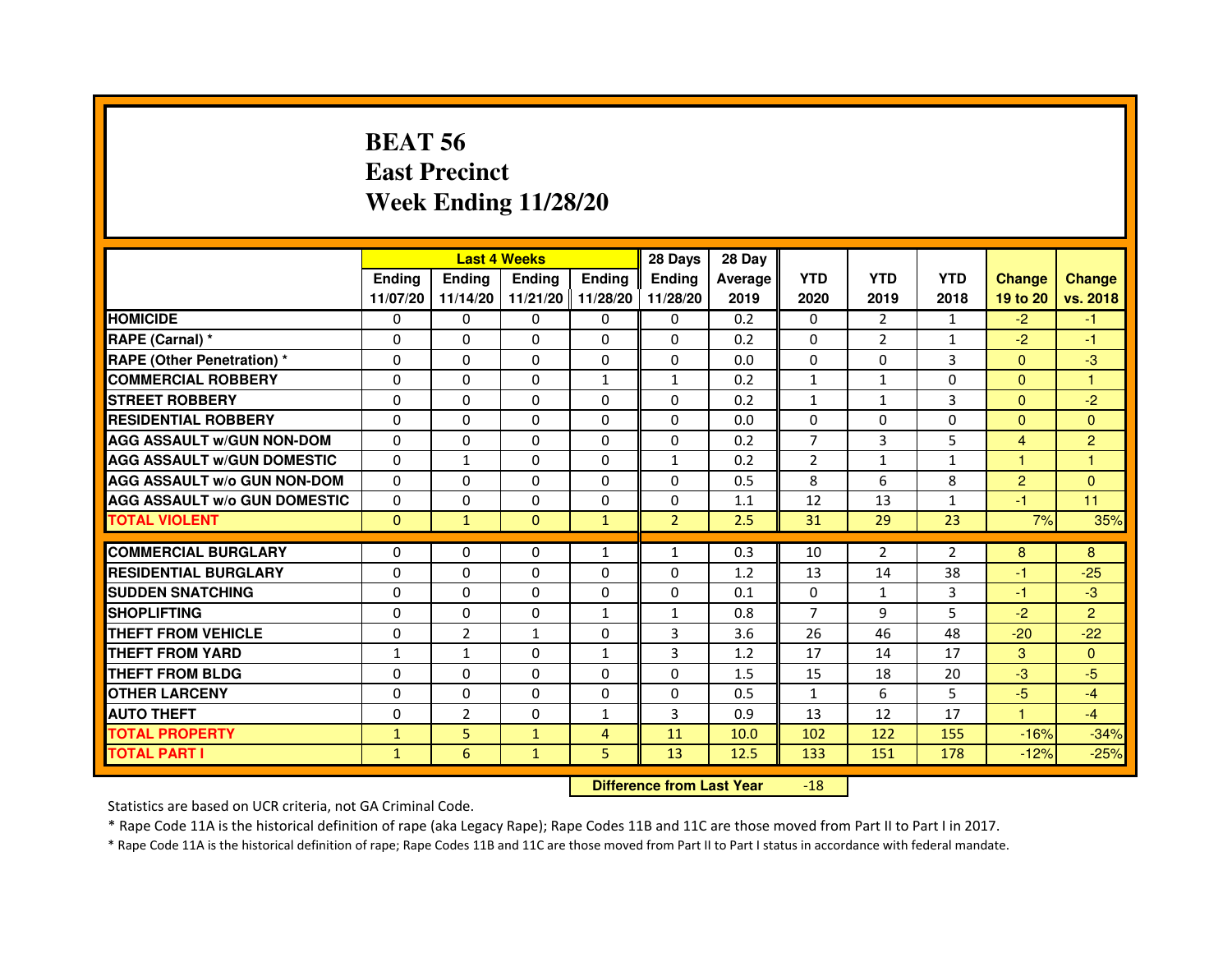# BEAT 56
# East Precinct
# Week Ending 11/28/20

| | Last 4 Weeks | | | | 28 Days | 28 Day | | | | | |
|---|---|---|---|---|---|---|---|---|---|---|---|
| | Ending 11/07/20 | Ending 11/14/20 | Ending 11/21/20 | Ending 11/28/20 | Ending 11/28/20 | Average 2019 | YTD 2020 | YTD 2019 | YTD 2018 | Change 19 to 20 | Change vs. 2018 |
| **HOMICIDE** | 0 | 0 | 0 | 0 | 0 | 0.2 | 0 | 2 | 1 | -2 | -1 |
| **RAPE (Carnal) *** | 0 | 0 | 0 | 0 | 0 | 0.2 | 0 | 2 | 1 | -2 | -1 |
| **RAPE (Other Penetration) *** | 0 | 0 | 0 | 0 | 0 | 0.0 | 0 | 0 | 3 | 0 | -3 |
| **COMMERCIAL ROBBERY** | 0 | 0 | 0 | 1 | 1 | 0.2 | 1 | 1 | 0 | 0 | 1 |
| **STREET ROBBERY** | 0 | 0 | 0 | 0 | 0 | 0.2 | 1 | 1 | 3 | 0 | -2 |
| **RESIDENTIAL ROBBERY** | 0 | 0 | 0 | 0 | 0 | 0.0 | 0 | 0 | 0 | 0 | 0 |
| **AGG ASSAULT w/GUN NON-DOM** | 0 | 0 | 0 | 0 | 0 | 0.2 | 7 | 3 | 5 | 4 | 2 |
| **AGG ASSAULT w/GUN DOMESTIC** | 0 | 1 | 0 | 0 | 1 | 0.2 | 2 | 1 | 1 | 1 | 1 |
| **AGG ASSAULT w/o GUN NON-DOM** | 0 | 0 | 0 | 0 | 0 | 0.5 | 8 | 6 | 8 | 2 | 0 |
| **AGG ASSAULT w/o GUN DOMESTIC** | 0 | 0 | 0 | 0 | 0 | 1.1 | 12 | 13 | 1 | -1 | 11 |
| **TOTAL VIOLENT** | 0 | 1 | 0 | 1 | 2 | 2.5 | 31 | 29 | 23 | 7% | 35% |
| **COMMERCIAL BURGLARY** | 0 | 0 | 0 | 1 | 1 | 0.3 | 10 | 2 | 2 | 8 | 8 |
| **RESIDENTIAL BURGLARY** | 0 | 0 | 0 | 0 | 0 | 1.2 | 13 | 14 | 38 | -1 | -25 |
| **SUDDEN SNATCHING** | 0 | 0 | 0 | 0 | 0 | 0.1 | 0 | 1 | 3 | -1 | -3 |
| **SHOPLIFTING** | 0 | 0 | 0 | 1 | 1 | 0.8 | 7 | 9 | 5 | -2 | 2 |
| **THEFT FROM VEHICLE** | 0 | 2 | 1 | 0 | 3 | 3.6 | 26 | 46 | 48 | -20 | -22 |
| **THEFT FROM YARD** | 1 | 1 | 0 | 1 | 3 | 1.2 | 17 | 14 | 17 | 3 | 0 |
| **THEFT FROM BLDG** | 0 | 0 | 0 | 0 | 0 | 1.5 | 15 | 18 | 20 | -3 | -5 |
| **OTHER LARCENY** | 0 | 0 | 0 | 0 | 0 | 0.5 | 1 | 6 | 5 | -5 | -4 |
| **AUTO THEFT** | 0 | 2 | 0 | 1 | 3 | 0.9 | 13 | 12 | 17 | 1 | -4 |
| **TOTAL PROPERTY** | 1 | 5 | 1 | 4 | 11 | 10.0 | 102 | 122 | 155 | -16% | -34% |
| **TOTAL PART I** | 1 | 6 | 1 | 5 | 13 | 12.5 | 133 | 151 | 178 | -12% | -25% |

**Difference from Last Year** -18

Statistics are based on UCR criteria, not GA Criminal Code.

* Rape Code 11A is the historical definition of rape (aka Legacy Rape); Rape Codes 11B and 11C are those moved from Part II to Part I in 2017.

* Rape Code 11A is the historical definition of rape; Rape Codes 11B and 11C are those moved from Part II to Part I status in accordance with federal mandate.